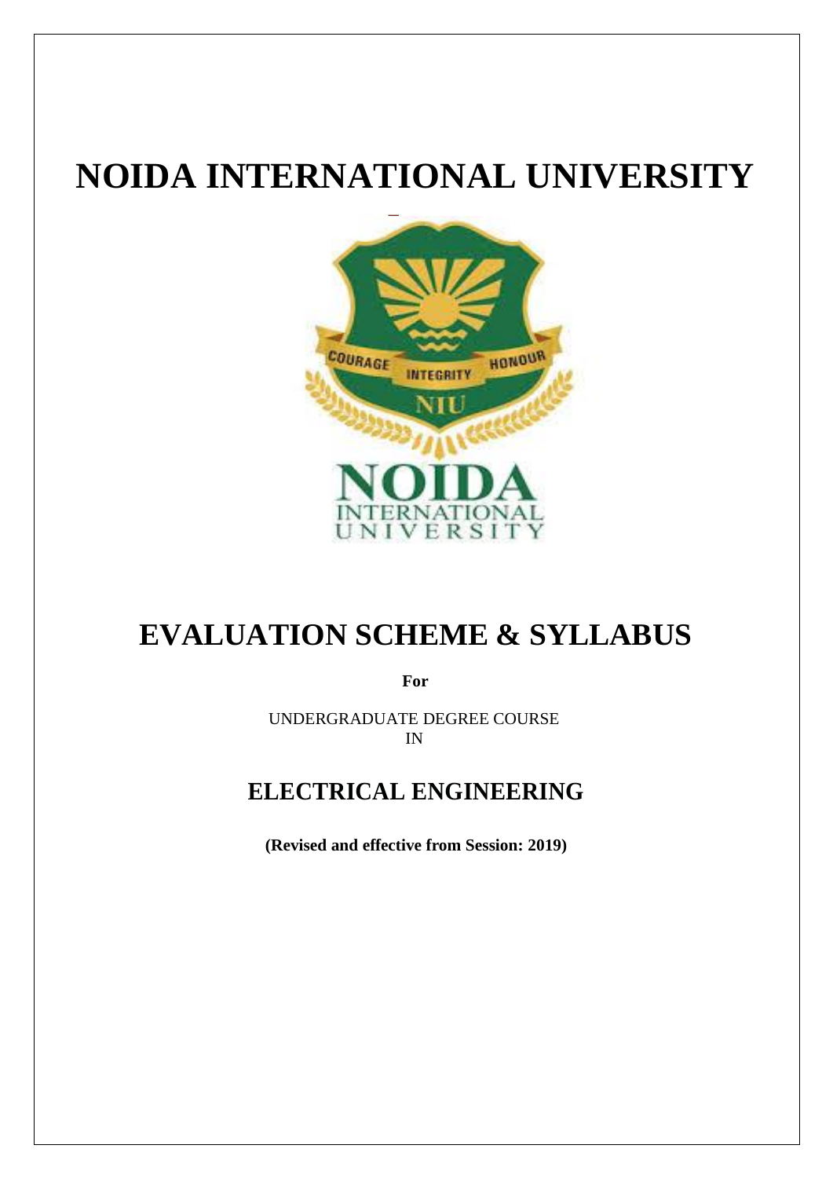# NOIDA INTERNATIONAL UNIVERSITY

# EVALUATION SCHEME & SYLLABUS

**For**

UNDERGRADUATE DEGREE COURSE
IN

## ELECTRICAL ENGINEERING

**(Revised and effective from Session: 2019)**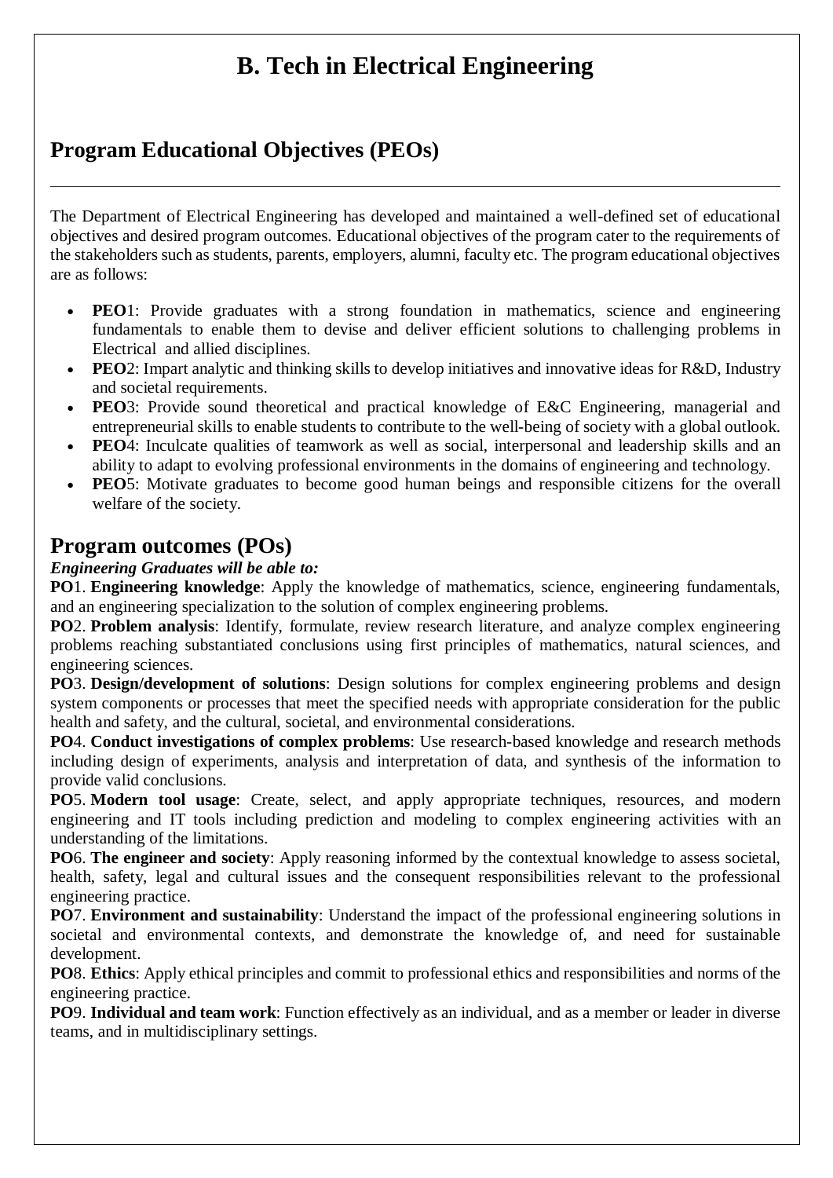# B. Tech in Electrical Engineering

## Program Educational Objectives (PEOs)

---

The Department of Electrical Engineering has developed and maintained a well-defined set of educational objectives and desired program outcomes. Educational objectives of the program cater to the requirements of the stakeholders such as students, parents, employers, alumni, faculty etc. The program educational objectives are as follows:

- **PEO**1: Provide graduates with a strong foundation in mathematics, science and engineering fundamentals to enable them to devise and deliver efficient solutions to challenging problems in Electrical and allied disciplines.
- **PEO**2: Impart analytic and thinking skills to develop initiatives and innovative ideas for R&D, Industry and societal requirements.
- **PEO**3: Provide sound theoretical and practical knowledge of E&C Engineering, managerial and entrepreneurial skills to enable students to contribute to the well-being of society with a global outlook.
- **PEO**4: Inculcate qualities of teamwork as well as social, interpersonal and leadership skills and an ability to adapt to evolving professional environments in the domains of engineering and technology.
- **PEO**5: Motivate graduates to become good human beings and responsible citizens for the overall welfare of the society.

## Program outcomes (POs)

***Engineering Graduates will be able to:***

**PO**1. **Engineering knowledge**: Apply the knowledge of mathematics, science, engineering fundamentals, and an engineering specialization to the solution of complex engineering problems.

**PO**2. **Problem analysis**: Identify, formulate, review research literature, and analyze complex engineering problems reaching substantiated conclusions using first principles of mathematics, natural sciences, and engineering sciences.

**PO**3. **Design/development of solutions**: Design solutions for complex engineering problems and design system components or processes that meet the specified needs with appropriate consideration for the public health and safety, and the cultural, societal, and environmental considerations.

**PO**4. **Conduct investigations of complex problems**: Use research-based knowledge and research methods including design of experiments, analysis and interpretation of data, and synthesis of the information to provide valid conclusions.

**PO**5. **Modern tool usage**: Create, select, and apply appropriate techniques, resources, and modern engineering and IT tools including prediction and modeling to complex engineering activities with an understanding of the limitations.

**PO**6. **The engineer and society**: Apply reasoning informed by the contextual knowledge to assess societal, health, safety, legal and cultural issues and the consequent responsibilities relevant to the professional engineering practice.

**PO**7. **Environment and sustainability**: Understand the impact of the professional engineering solutions in societal and environmental contexts, and demonstrate the knowledge of, and need for sustainable development.

**PO**8. **Ethics**: Apply ethical principles and commit to professional ethics and responsibilities and norms of the engineering practice.

**PO**9. **Individual and team work**: Function effectively as an individual, and as a member or leader in diverse teams, and in multidisciplinary settings.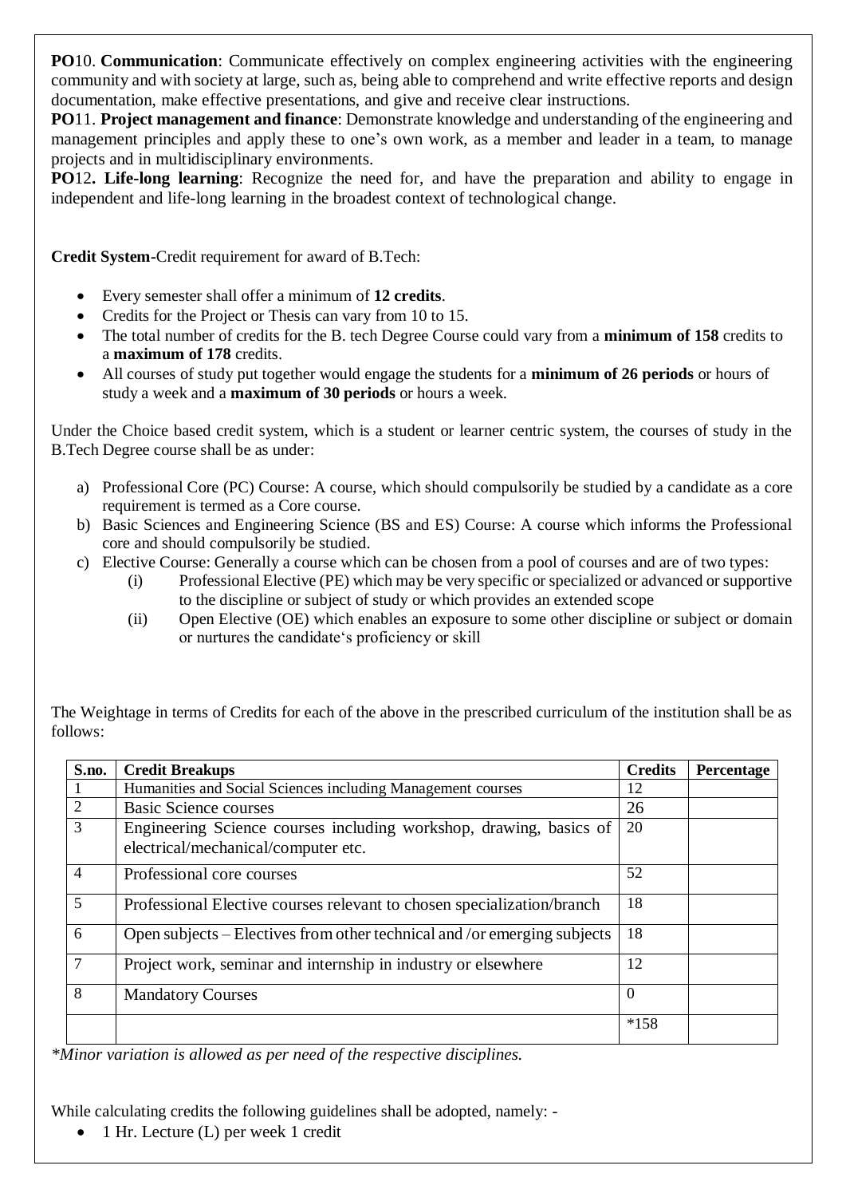**PO**10. **Communication**: Communicate effectively on complex engineering activities with the engineering community and with society at large, such as, being able to comprehend and write effective reports and design documentation, make effective presentations, and give and receive clear instructions.

**PO**11. **Project management and finance**: Demonstrate knowledge and understanding of the engineering and management principles and apply these to one's own work, as a member and leader in a team, to manage projects and in multidisciplinary environments.

**PO**12**. Life-long learning**: Recognize the need for, and have the preparation and ability to engage in independent and life-long learning in the broadest context of technological change.

**Credit System-**Credit requirement for award of B.Tech:

- Every semester shall offer a minimum of **12 credits**.
- Credits for the Project or Thesis can vary from 10 to 15.
- The total number of credits for the B. tech Degree Course could vary from a **minimum of 158** credits to a **maximum of 178** credits.
- All courses of study put together would engage the students for a **minimum of 26 periods** or hours of study a week and a **maximum of 30 periods** or hours a week.

Under the Choice based credit system, which is a student or learner centric system, the courses of study in the B.Tech Degree course shall be as under:

a) Professional Core (PC) Course: A course, which should compulsorily be studied by a candidate as a core requirement is termed as a Core course.

b) Basic Sciences and Engineering Science (BS and ES) Course: A course which informs the Professional core and should compulsorily be studied.

c) Elective Course: Generally a course which can be chosen from a pool of courses and are of two types:

   (i) Professional Elective (PE) which may be very specific or specialized or advanced or supportive to the discipline or subject of study or which provides an extended scope

   (ii) Open Elective (OE) which enables an exposure to some other discipline or subject or domain or nurtures the candidate's proficiency or skill

The Weightage in terms of Credits for each of the above in the prescribed curriculum of the institution shall be as follows:

| S.no. | Credit Breakups | Credits | Percentage |
|---|---|---|---|
| 1 | Humanities and Social Sciences including Management courses | 12 | |
| 2 | Basic Science courses | 26 | |
| 3 | Engineering Science courses including workshop, drawing, basics of electrical/mechanical/computer etc. | 20 | |
| 4 | Professional core courses | 52 | |
| 5 | Professional Elective courses relevant to chosen specialization/branch | 18 | |
| 6 | Open subjects – Electives from other technical and /or emerging subjects | 18 | |
| 7 | Project work, seminar and internship in industry or elsewhere | 12 | |
| 8 | Mandatory Courses | 0 | |
| | | *158 | |

*\*Minor variation is allowed as per need of the respective disciplines.*

While calculating credits the following guidelines shall be adopted, namely: -

- 1 Hr. Lecture (L) per week 1 credit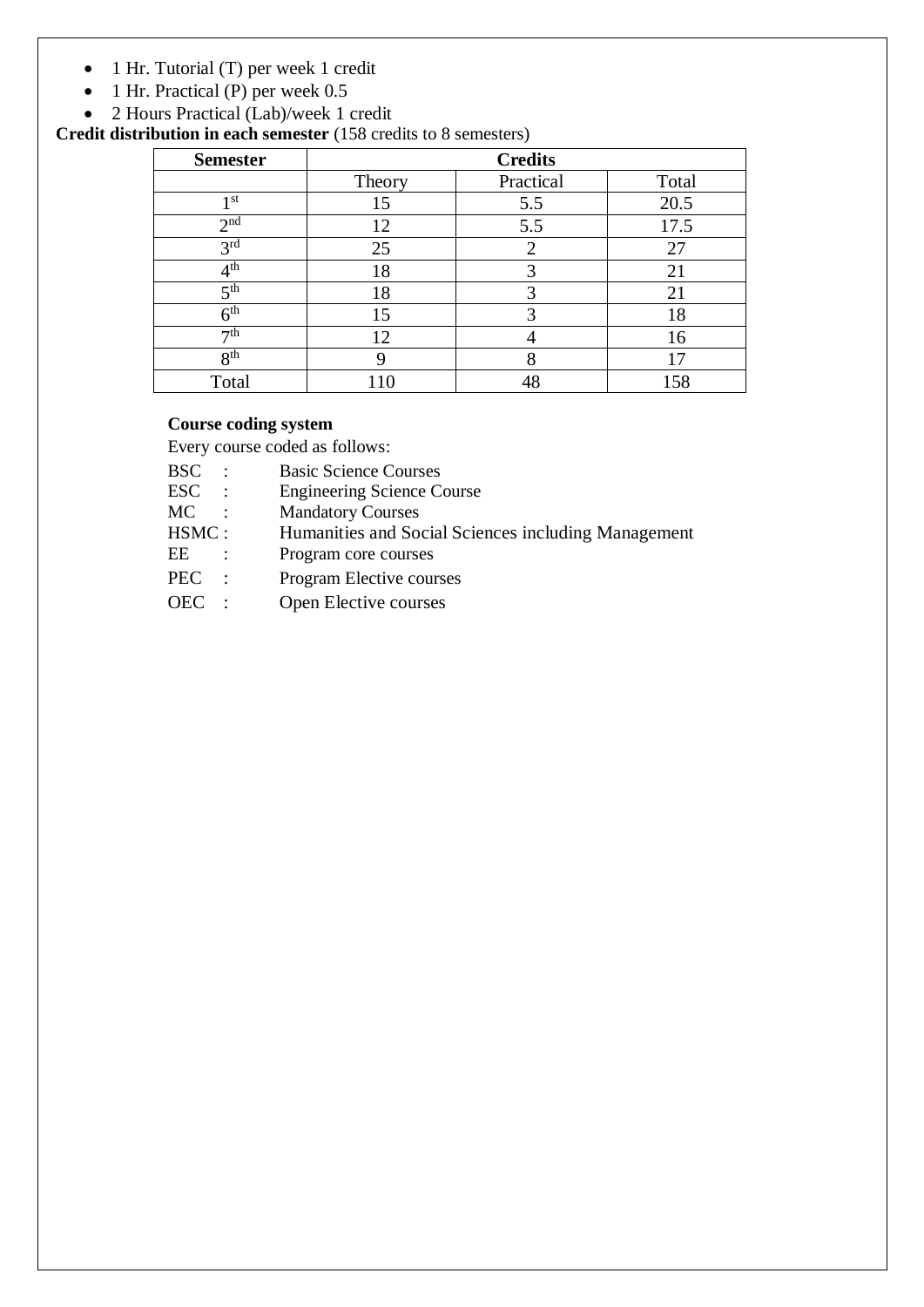- 1 Hr. Tutorial (T) per week 1 credit
- 1 Hr. Practical (P) per week 0.5
- 2 Hours Practical (Lab)/week 1 credit

**Credit distribution in each semester** (158 credits to 8 semesters)

| Semester | Credits | | |
|---|---|---|---|
| | Theory | Practical | Total |
| 1st | 15 | 5.5 | 20.5 |
| 2nd | 12 | 5.5 | 17.5 |
| 3rd | 25 | 2 | 27 |
| 4th | 18 | 3 | 21 |
| 5th | 18 | 3 | 21 |
| 6th | 15 | 3 | 18 |
| 7th | 12 | 4 | 16 |
| 8th | 9 | 8 | 17 |
| Total | 110 | 48 | 158 |

**Course coding system**

Every course coded as follows:

BSC : Basic Science Courses
ESC : Engineering Science Course
MC : Mandatory Courses
HSMC : Humanities and Social Sciences including Management
EE : Program core courses
PEC : Program Elective courses
OEC : Open Elective courses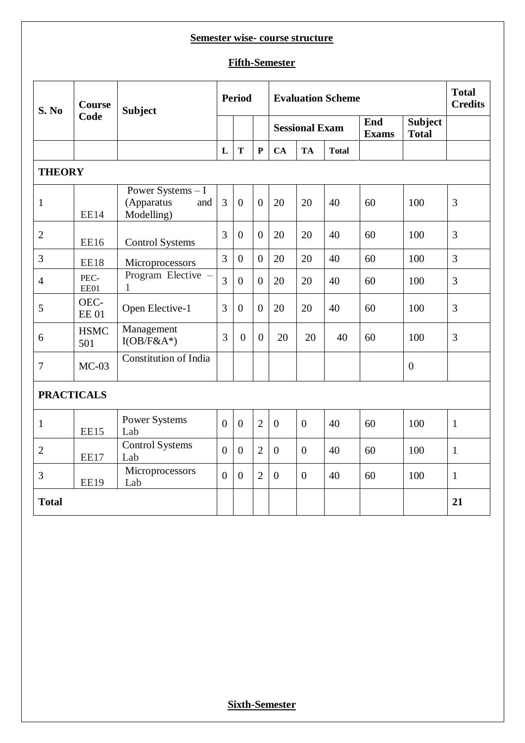## Semester wise- course structure

### Fifth-Semester

| S. No | Course Code | Subject | Period | | | Evaluation Scheme | | | | | Total Credits |
|---|---|---|---|---|---|---|---|---|---|---|---|
| | | | | | | Sessional Exam | | | End Exams | Subject Total | |
| | | | L | T | P | CA | TA | Total | | | |
| **THEORY** | | | | | | | | | | | |
| 1 | EE14 | Power Systems – I (Apparatus and Modelling) | 3 | 0 | 0 | 20 | 20 | 40 | 60 | 100 | 3 |
| 2 | EE16 | Control Systems | 3 | 0 | 0 | 20 | 20 | 40 | 60 | 100 | 3 |
| 3 | EE18 | Microprocessors | 3 | 0 | 0 | 20 | 20 | 40 | 60 | 100 | 3 |
| 4 | PEC-EE01 | Program Elective – 1 | 3 | 0 | 0 | 20 | 20 | 40 | 60 | 100 | 3 |
| 5 | OEC-EE 01 | Open Elective-1 | 3 | 0 | 0 | 20 | 20 | 40 | 60 | 100 | 3 |
| 6 | HSMC 501 | Management I(OB/F&A*) | 3 | 0 | 0 | 20 | 20 | 40 | 60 | 100 | 3 |
| 7 | MC-03 | Constitution of India | | | | | | | | 0 | |
| **PRACTICALS** | | | | | | | | | | | |
| 1 | EE15 | Power Systems Lab | 0 | 0 | 2 | 0 | 0 | 40 | 60 | 100 | 1 |
| 2 | EE17 | Control Systems Lab | 0 | 0 | 2 | 0 | 0 | 40 | 60 | 100 | 1 |
| 3 | EE19 | Microprocessors Lab | 0 | 0 | 2 | 0 | 0 | 40 | 60 | 100 | 1 |
| **Total** | | | | | | | | | | | **21** |

### Sixth-Semester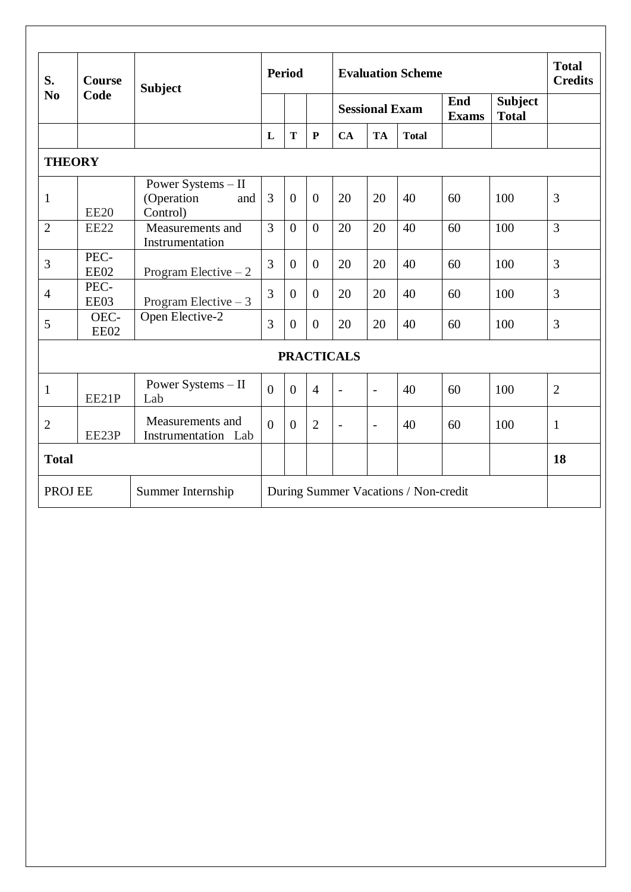| S. No | Course Code | Subject | Period | | | Evaluation Scheme | | | | | Total Credits |
|---|---|---|---|---|---|---|---|---|---|---|---|
| | | | | | | Sessional Exam | | | End Exams | Subject Total | |
| | | | L | T | P | CA | TA | Total | | | |
| **THEORY** | | | | | | | | | | | |
| 1 | EE20 | Power Systems – II (Operation and Control) | 3 | 0 | 0 | 20 | 20 | 40 | 60 | 100 | 3 |
| 2 | EE22 | Measurements and Instrumentation | 3 | 0 | 0 | 20 | 20 | 40 | 60 | 100 | 3 |
| 3 | PEC-EE02 | Program Elective – 2 | 3 | 0 | 0 | 20 | 20 | 40 | 60 | 100 | 3 |
| 4 | PEC-EE03 | Program Elective – 3 | 3 | 0 | 0 | 20 | 20 | 40 | 60 | 100 | 3 |
| 5 | OEC-EE02 | Open Elective-2 | 3 | 0 | 0 | 20 | 20 | 40 | 60 | 100 | 3 |
| **PRACTICALS** | | | | | | | | | | | |
| 1 | EE21P | Power Systems – II Lab | 0 | 0 | 4 | - | - | 40 | 60 | 100 | 2 |
| 2 | EE23P | Measurements and Instrumentation Lab | 0 | 0 | 2 | - | - | 40 | 60 | 100 | 1 |
| **Total** | | | | | | | | | | | **18** |
| PROJ EE | | Summer Internship | During Summer Vacations / Non-credit | | | | | | | | |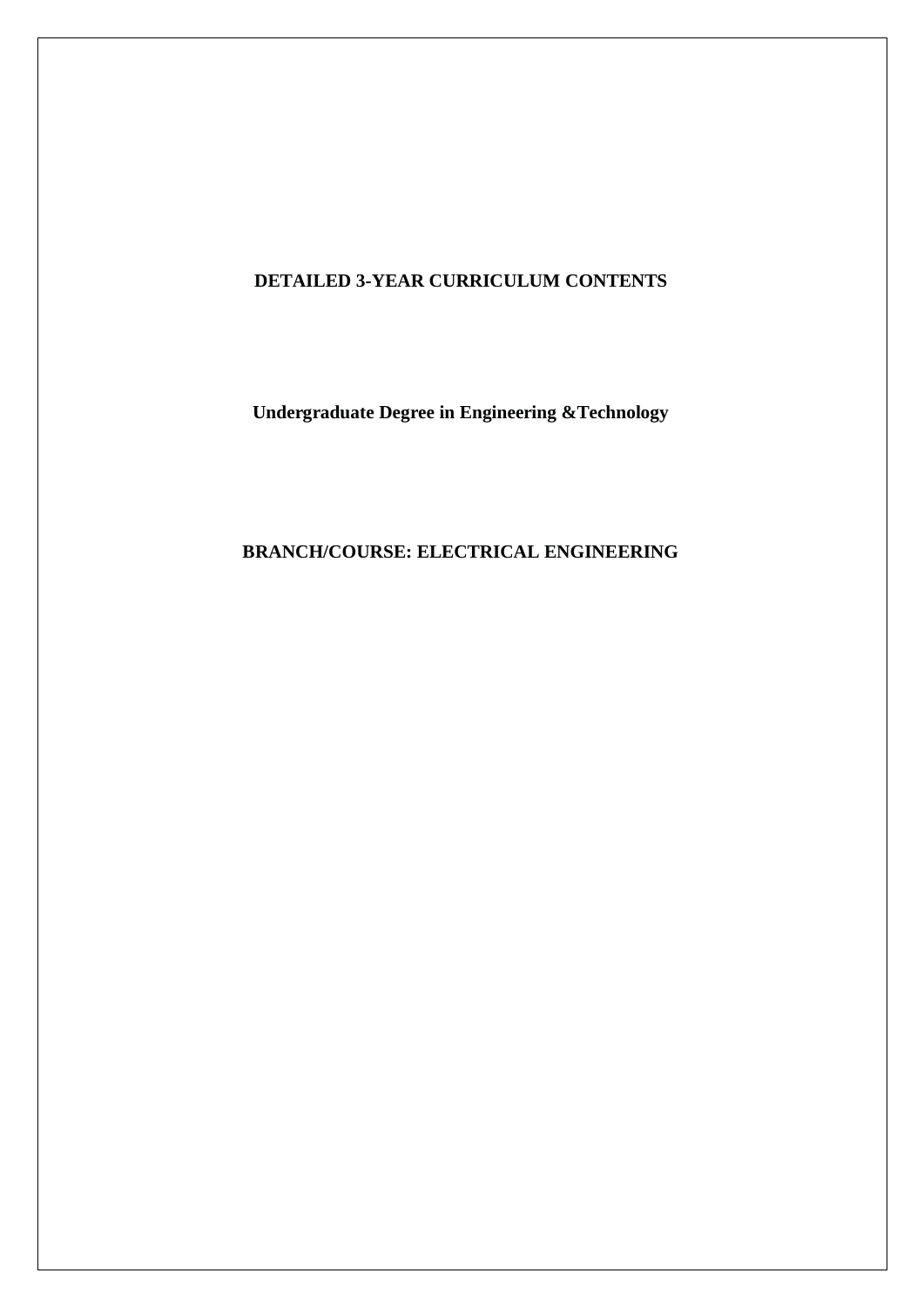# DETAILED 3-YEAR CURRICULUM CONTENTS

## Undergraduate Degree in Engineering &Technology

## BRANCH/COURSE: ELECTRICAL ENGINEERING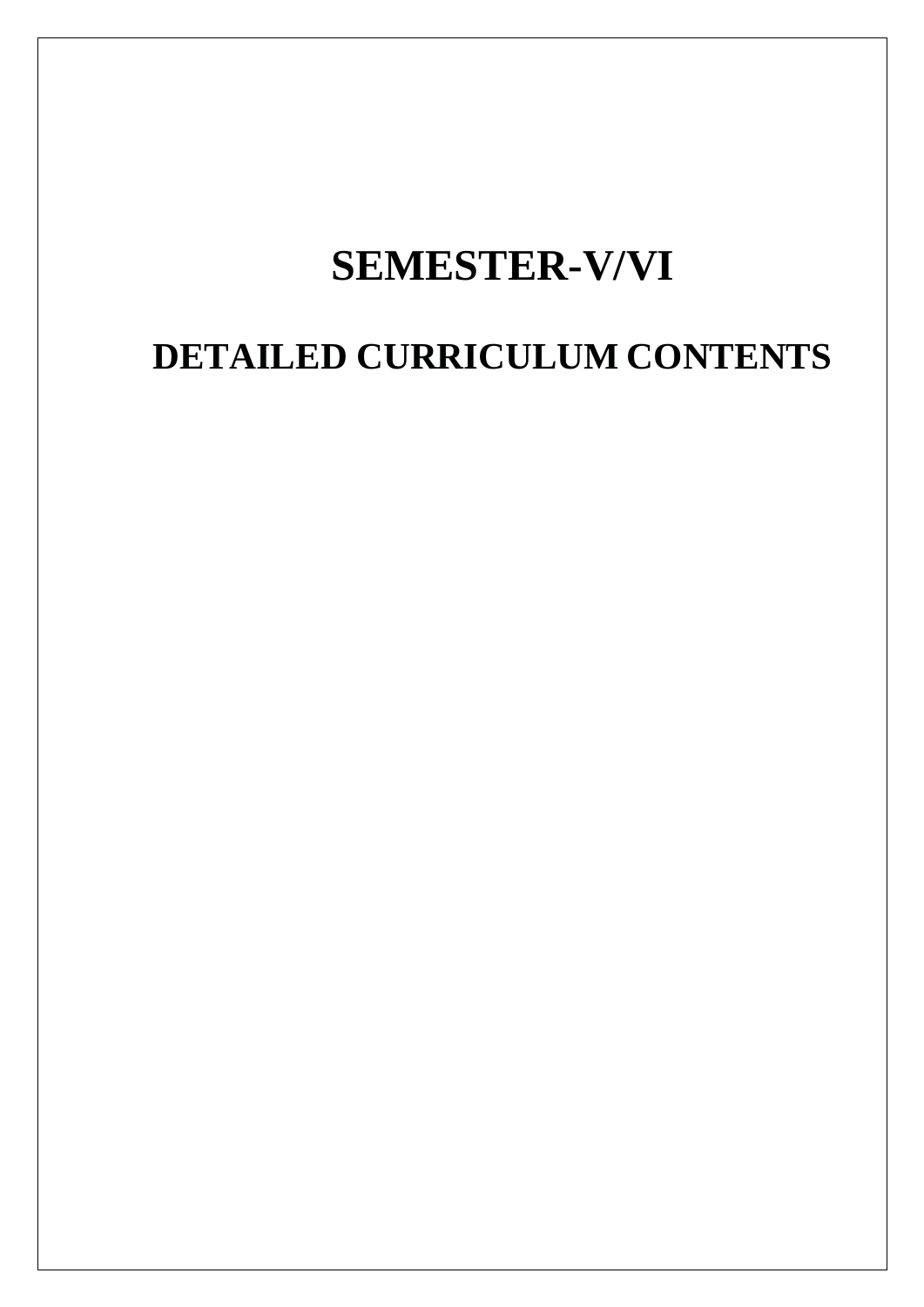# SEMESTER-V/VI

# DETAILED CURRICULUM CONTENTS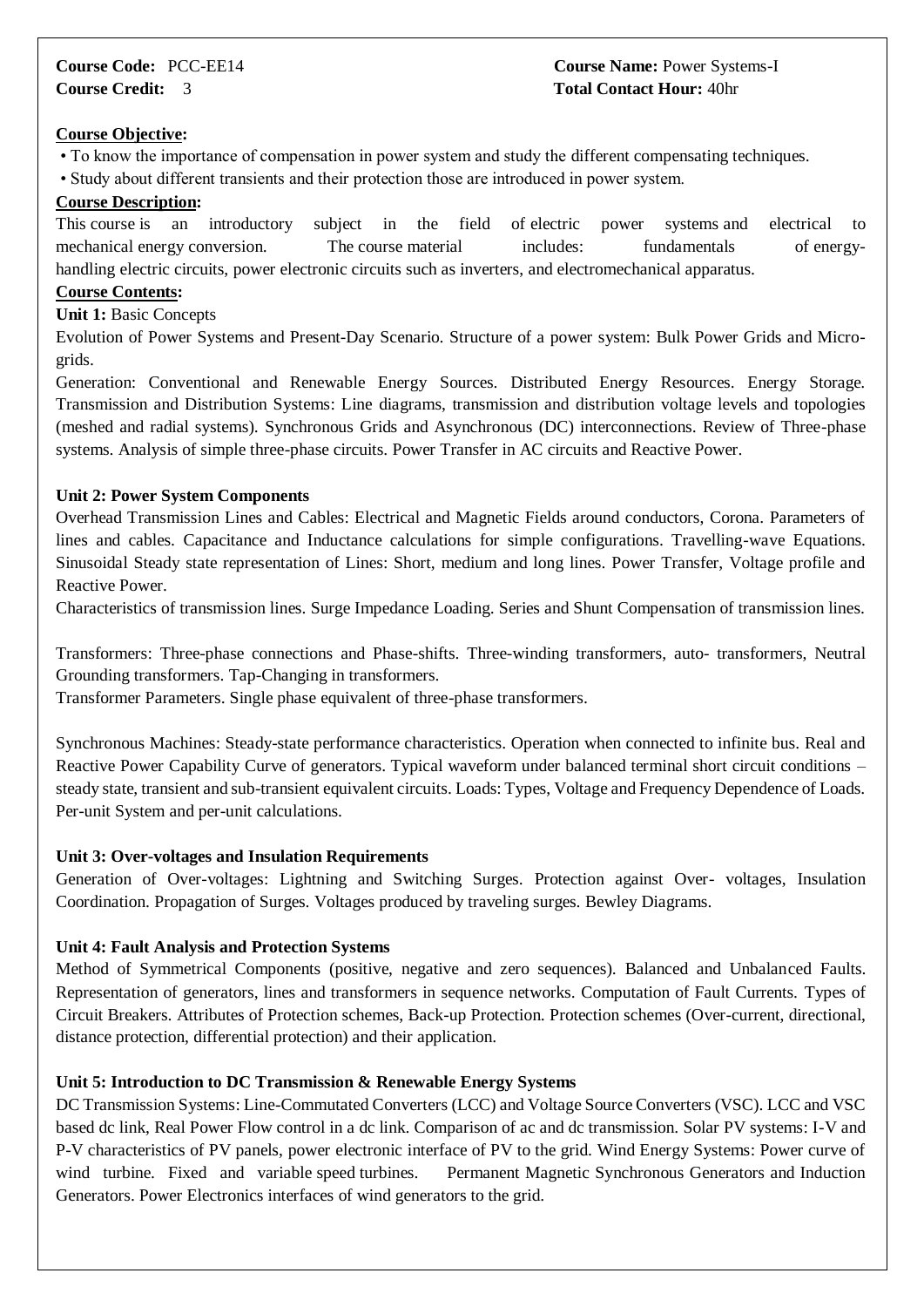**Course Code:** PCC-EE14 **Course Name:** Power Systems-I
**Course Credit:** 3 **Total Contact Hour:** 40hr

**Course Objective:**

- To know the importance of compensation in power system and study the different compensating techniques.
- Study about different transients and their protection those are introduced in power system.

**Course Description:**

This course is an introductory subject in the field of electric power systems and electrical to mechanical energy conversion. The course material includes: fundamentals of energy-handling electric circuits, power electronic circuits such as inverters, and electromechanical apparatus.

**Course Contents:**

**Unit 1:** Basic Concepts

Evolution of Power Systems and Present-Day Scenario. Structure of a power system: Bulk Power Grids and Micro-grids.

Generation: Conventional and Renewable Energy Sources. Distributed Energy Resources. Energy Storage. Transmission and Distribution Systems: Line diagrams, transmission and distribution voltage levels and topologies (meshed and radial systems). Synchronous Grids and Asynchronous (DC) interconnections. Review of Three-phase systems. Analysis of simple three-phase circuits. Power Transfer in AC circuits and Reactive Power.

**Unit 2: Power System Components**

Overhead Transmission Lines and Cables: Electrical and Magnetic Fields around conductors, Corona. Parameters of lines and cables. Capacitance and Inductance calculations for simple configurations. Travelling-wave Equations. Sinusoidal Steady state representation of Lines: Short, medium and long lines. Power Transfer, Voltage profile and Reactive Power.

Characteristics of transmission lines. Surge Impedance Loading. Series and Shunt Compensation of transmission lines.

Transformers: Three-phase connections and Phase-shifts. Three-winding transformers, auto- transformers, Neutral Grounding transformers. Tap-Changing in transformers.

Transformer Parameters. Single phase equivalent of three-phase transformers.

Synchronous Machines: Steady-state performance characteristics. Operation when connected to infinite bus. Real and Reactive Power Capability Curve of generators. Typical waveform under balanced terminal short circuit conditions – steady state, transient and sub-transient equivalent circuits. Loads: Types, Voltage and Frequency Dependence of Loads. Per-unit System and per-unit calculations.

**Unit 3: Over-voltages and Insulation Requirements**

Generation of Over-voltages: Lightning and Switching Surges. Protection against Over- voltages, Insulation Coordination. Propagation of Surges. Voltages produced by traveling surges. Bewley Diagrams.

**Unit 4: Fault Analysis and Protection Systems**

Method of Symmetrical Components (positive, negative and zero sequences). Balanced and Unbalanced Faults. Representation of generators, lines and transformers in sequence networks. Computation of Fault Currents. Types of Circuit Breakers. Attributes of Protection schemes, Back-up Protection. Protection schemes (Over-current, directional, distance protection, differential protection) and their application.

**Unit 5: Introduction to DC Transmission & Renewable Energy Systems**

DC Transmission Systems: Line-Commutated Converters (LCC) and Voltage Source Converters (VSC). LCC and VSC based dc link, Real Power Flow control in a dc link. Comparison of ac and dc transmission. Solar PV systems: I-V and P-V characteristics of PV panels, power electronic interface of PV to the grid. Wind Energy Systems: Power curve of wind turbine. Fixed and variable speed turbines. Permanent Magnetic Synchronous Generators and Induction Generators. Power Electronics interfaces of wind generators to the grid.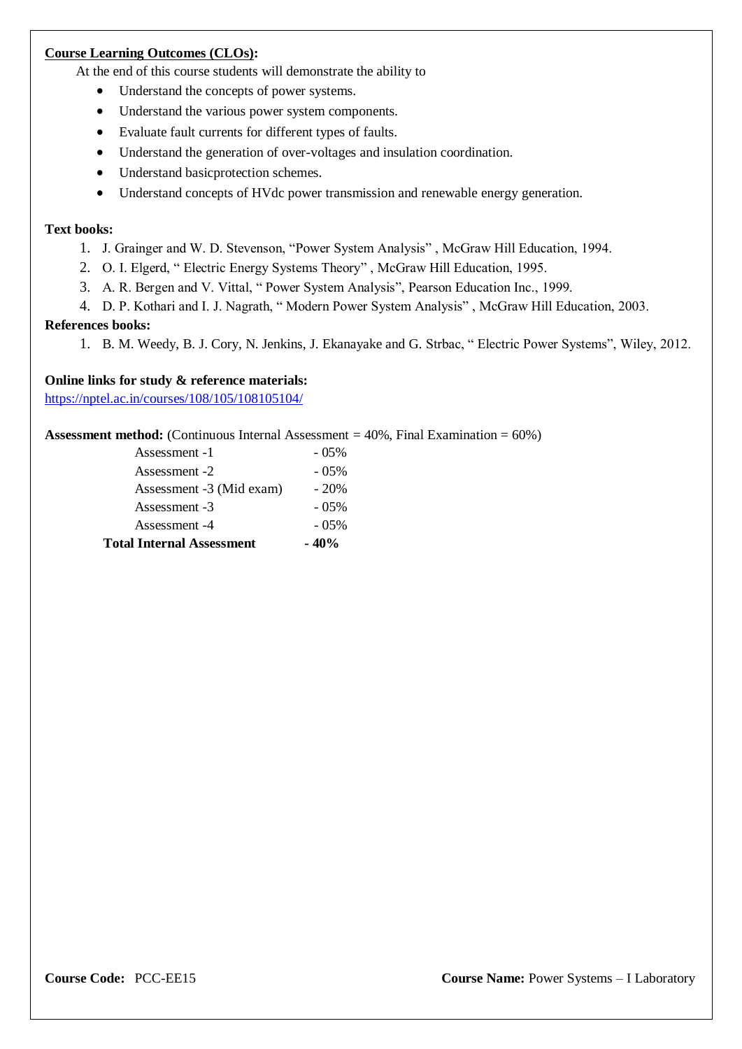**Course Learning Outcomes (CLOs):**

At the end of this course students will demonstrate the ability to

- Understand the concepts of power systems.
- Understand the various power system components.
- Evaluate fault currents for different types of faults.
- Understand the generation of over-voltages and insulation coordination.
- Understand basicprotection schemes.
- Understand concepts of HVdc power transmission and renewable energy generation.

**Text books:**

1. J. Grainger and W. D. Stevenson, "Power System Analysis" , McGraw Hill Education, 1994.
2. O. I. Elgerd, " Electric Energy Systems Theory" , McGraw Hill Education, 1995.
3. A. R. Bergen and V. Vittal, " Power System Analysis", Pearson Education Inc., 1999.
4. D. P. Kothari and I. J. Nagrath, " Modern Power System Analysis" , McGraw Hill Education, 2003.

**References books:**

1. B. M. Weedy, B. J. Cory, N. Jenkins, J. Ekanayake and G. Strbac, " Electric Power Systems", Wiley, 2012.

**Online links for study & reference materials:**

https://nptel.ac.in/courses/108/105/108105104/

**Assessment method:** (Continuous Internal Assessment = 40%, Final Examination = 60%)

| | |
|---|---|
| Assessment -1 | - 05% |
| Assessment -2 | - 05% |
| Assessment -3 (Mid exam) | - 20% |
| Assessment -3 | - 05% |
| Assessment -4 | - 05% |
| **Total Internal Assessment** | **- 40%** |

**Course Code:** PCC-EE15 **Course Name:** Power Systems – I Laboratory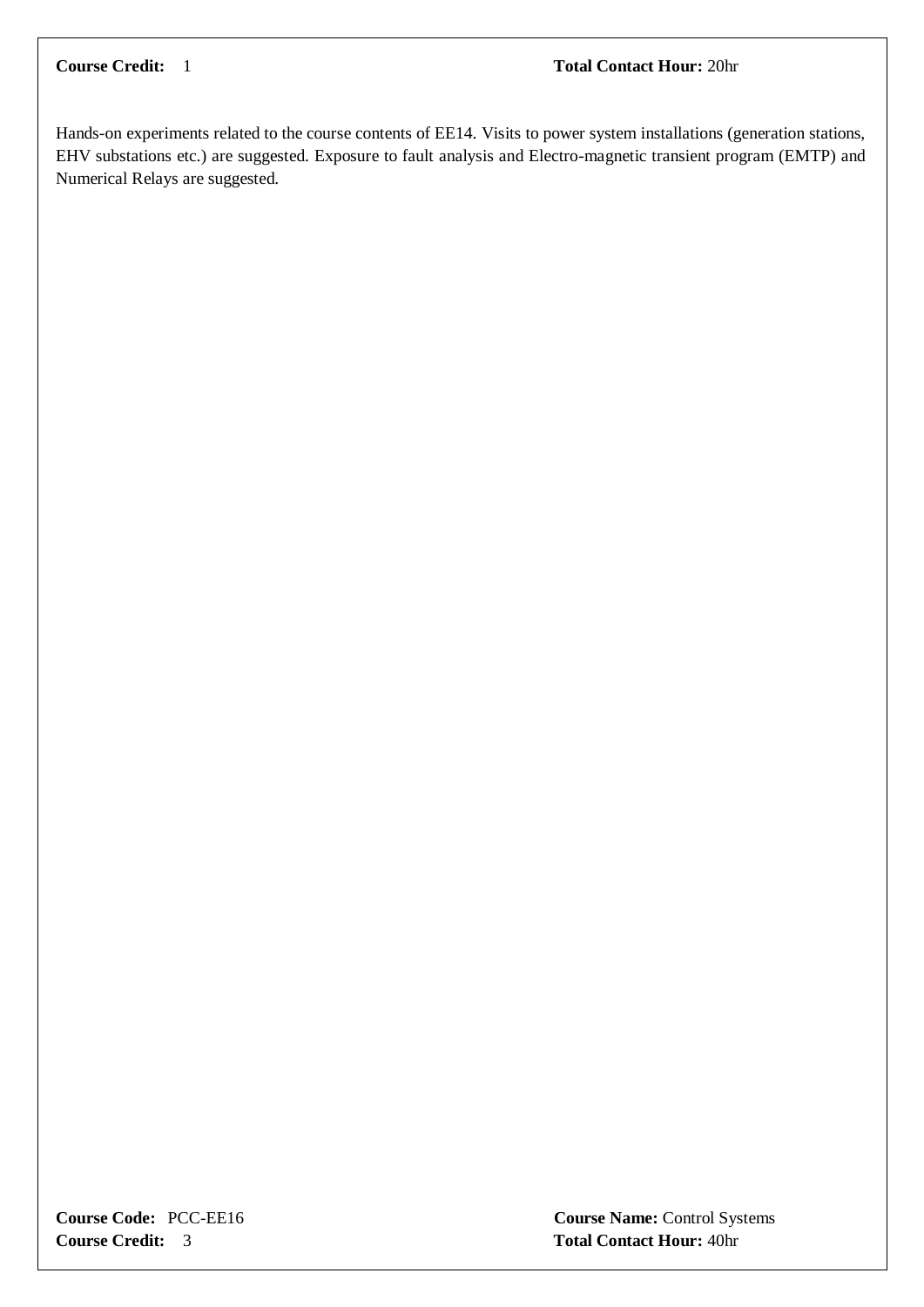**Course Credit:** 1 **Total Contact Hour:** 20hr

Hands-on experiments related to the course contents of EE14. Visits to power system installations (generation stations, EHV substations etc.) are suggested. Exposure to fault analysis and Electro-magnetic transient program (EMTP) and Numerical Relays are suggested.

**Course Code:** PCC-EE16 **Course Name:** Control Systems
**Course Credit:** 3 **Total Contact Hour:** 40hr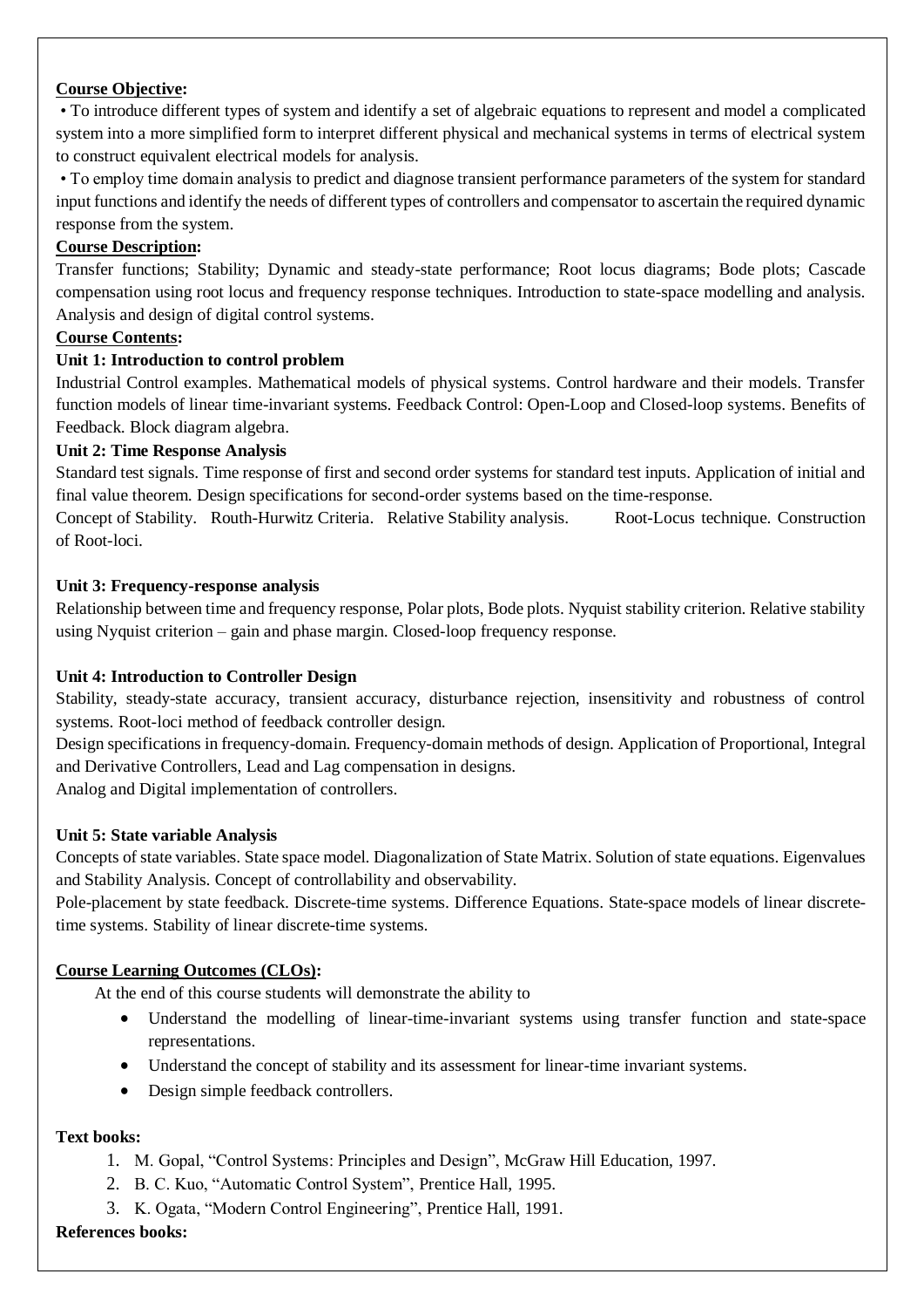**Course Objective:**

- To introduce different types of system and identify a set of algebraic equations to represent and model a complicated system into a more simplified form to interpret different physical and mechanical systems in terms of electrical system to construct equivalent electrical models for analysis.
- To employ time domain analysis to predict and diagnose transient performance parameters of the system for standard input functions and identify the needs of different types of controllers and compensator to ascertain the required dynamic response from the system.

**Course Description:**

Transfer functions; Stability; Dynamic and steady-state performance; Root locus diagrams; Bode plots; Cascade compensation using root locus and frequency response techniques. Introduction to state-space modelling and analysis. Analysis and design of digital control systems.

**Course Contents:**

**Unit 1: Introduction to control problem**

Industrial Control examples. Mathematical models of physical systems. Control hardware and their models. Transfer function models of linear time-invariant systems. Feedback Control: Open-Loop and Closed-loop systems. Benefits of Feedback. Block diagram algebra.

**Unit 2: Time Response Analysis**

Standard test signals. Time response of first and second order systems for standard test inputs. Application of initial and final value theorem. Design specifications for second-order systems based on the time-response.

Concept of Stability. Routh-Hurwitz Criteria. Relative Stability analysis. Root-Locus technique. Construction of Root-loci.

**Unit 3: Frequency-response analysis**

Relationship between time and frequency response, Polar plots, Bode plots. Nyquist stability criterion. Relative stability using Nyquist criterion – gain and phase margin. Closed-loop frequency response.

**Unit 4: Introduction to Controller Design**

Stability, steady-state accuracy, transient accuracy, disturbance rejection, insensitivity and robustness of control systems. Root-loci method of feedback controller design.

Design specifications in frequency-domain. Frequency-domain methods of design. Application of Proportional, Integral and Derivative Controllers, Lead and Lag compensation in designs.

Analog and Digital implementation of controllers.

**Unit 5: State variable Analysis**

Concepts of state variables. State space model. Diagonalization of State Matrix. Solution of state equations. Eigenvalues and Stability Analysis. Concept of controllability and observability.

Pole-placement by state feedback. Discrete-time systems. Difference Equations. State-space models of linear discrete-time systems. Stability of linear discrete-time systems.

**Course Learning Outcomes (CLOs):**

At the end of this course students will demonstrate the ability to

- Understand the modelling of linear-time-invariant systems using transfer function and state-space representations.
- Understand the concept of stability and its assessment for linear-time invariant systems.
- Design simple feedback controllers.

**Text books:**

1. M. Gopal, "Control Systems: Principles and Design", McGraw Hill Education, 1997.
2. B. C. Kuo, "Automatic Control System", Prentice Hall, 1995.
3. K. Ogata, "Modern Control Engineering", Prentice Hall, 1991.

**References books:**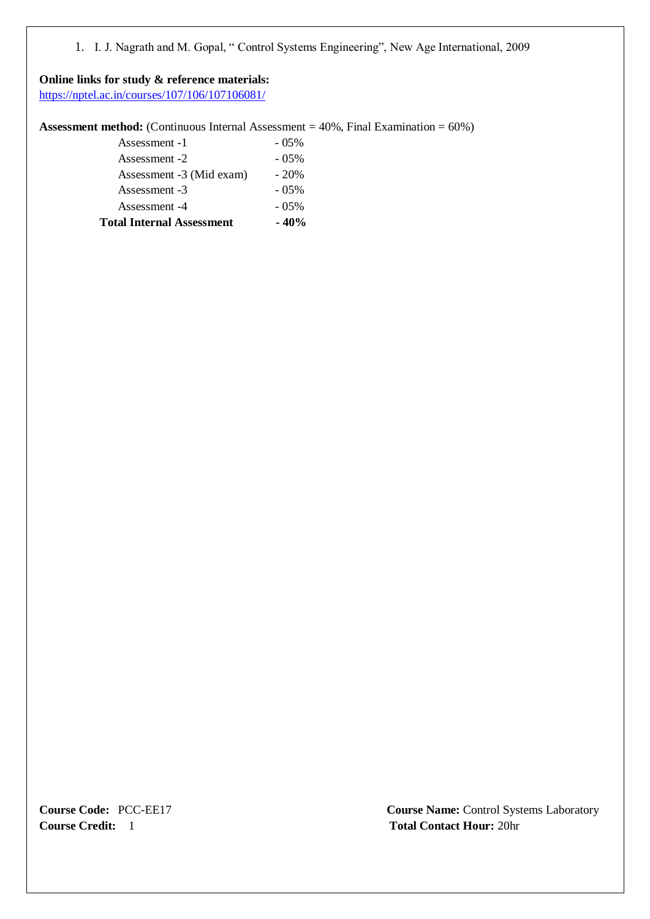1. I. J. Nagrath and M. Gopal, " Control Systems Engineering", New Age International, 2009

**Online links for study & reference materials:**
https://nptel.ac.in/courses/107/106/107106081/

**Assessment method:** (Continuous Internal Assessment = 40%, Final Examination = 60%)

| | |
|---|---|
| Assessment -1 | - 05% |
| Assessment -2 | - 05% |
| Assessment -3 (Mid exam) | - 20% |
| Assessment -3 | - 05% |
| Assessment -4 | - 05% |
| **Total Internal Assessment** | **- 40%** |

**Course Code:** PCC-EE17

**Course Name:** Control Systems Laboratory

**Course Credit:** 1

**Total Contact Hour:** 20hr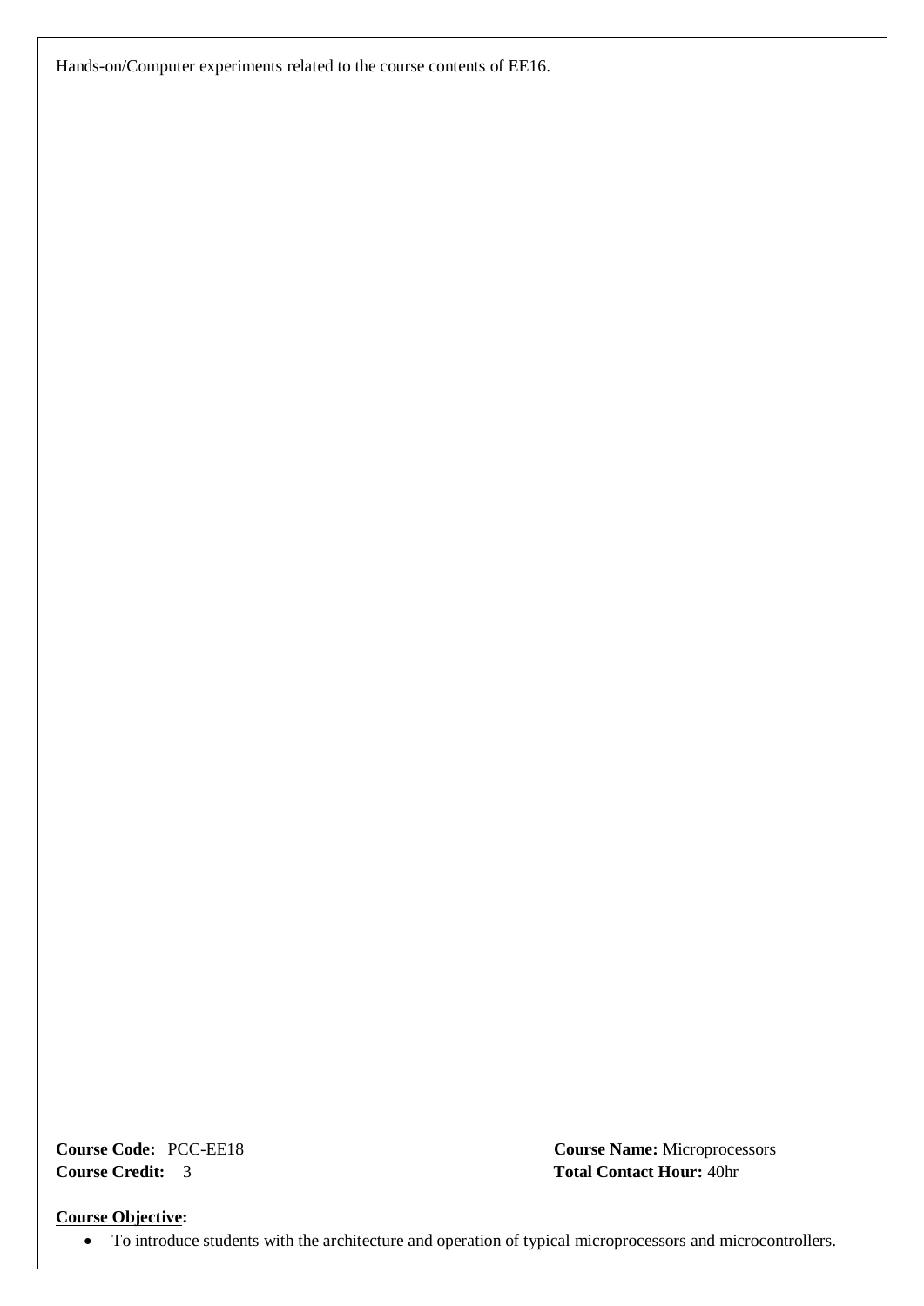Hands-on/Computer experiments related to the course contents of EE16.

**Course Code:** PCC-EE18

**Course Name:** Microprocessors

**Course Credit:** 3

**Total Contact Hour:** 40hr

**Course Objective:**

- To introduce students with the architecture and operation of typical microprocessors and microcontrollers.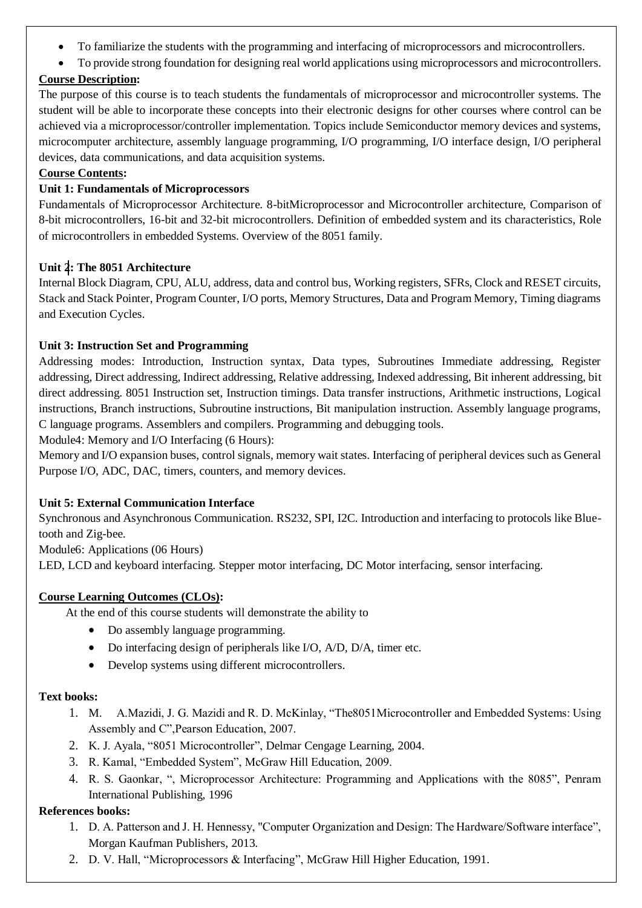- To familiarize the students with the programming and interfacing of microprocessors and microcontrollers.
- To provide strong foundation for designing real world applications using microprocessors and microcontrollers.

**Course Description:**

The purpose of this course is to teach students the fundamentals of microprocessor and microcontroller systems. The student will be able to incorporate these concepts into their electronic designs for other courses where control can be achieved via a microprocessor/controller implementation. Topics include Semiconductor memory devices and systems, microcomputer architecture, assembly language programming, I/O programming, I/O interface design, I/O peripheral devices, data communications, and data acquisition systems.

**Course Contents:**

**Unit 1: Fundamentals of Microprocessors**

Fundamentals of Microprocessor Architecture. 8-bitMicroprocessor and Microcontroller architecture, Comparison of 8-bit microcontrollers, 16-bit and 32-bit microcontrollers. Definition of embedded system and its characteristics, Role of microcontrollers in embedded Systems. Overview of the 8051 family.

**Unit 2: The 8051 Architecture**

Internal Block Diagram, CPU, ALU, address, data and control bus, Working registers, SFRs, Clock and RESET circuits, Stack and Stack Pointer, Program Counter, I/O ports, Memory Structures, Data and Program Memory, Timing diagrams and Execution Cycles.

**Unit 3: Instruction Set and Programming**

Addressing modes: Introduction, Instruction syntax, Data types, Subroutines Immediate addressing, Register addressing, Direct addressing, Indirect addressing, Relative addressing, Indexed addressing, Bit inherent addressing, bit direct addressing. 8051 Instruction set, Instruction timings. Data transfer instructions, Arithmetic instructions, Logical instructions, Branch instructions, Subroutine instructions, Bit manipulation instruction. Assembly language programs, C language programs. Assemblers and compilers. Programming and debugging tools.

Module4: Memory and I/O Interfacing (6 Hours):

Memory and I/O expansion buses, control signals, memory wait states. Interfacing of peripheral devices such as General Purpose I/O, ADC, DAC, timers, counters, and memory devices.

**Unit 5: External Communication Interface**

Synchronous and Asynchronous Communication. RS232, SPI, I2C. Introduction and interfacing to protocols like Blue-tooth and Zig-bee.

Module6: Applications (06 Hours)

LED, LCD and keyboard interfacing. Stepper motor interfacing, DC Motor interfacing, sensor interfacing.

**Course Learning Outcomes (CLOs):**

At the end of this course students will demonstrate the ability to

- Do assembly language programming.
- Do interfacing design of peripherals like I/O, A/D, D/A, timer etc.
- Develop systems using different microcontrollers.

**Text books:**

1. M. A.Mazidi, J. G. Mazidi and R. D. McKinlay, "The8051Microcontroller and Embedded Systems: Using Assembly and C",Pearson Education, 2007.
2. K. J. Ayala, "8051 Microcontroller", Delmar Cengage Learning, 2004.
3. R. Kamal, "Embedded System", McGraw Hill Education, 2009.
4. R. S. Gaonkar, ", Microprocessor Architecture: Programming and Applications with the 8085", Penram International Publishing, 1996

**References books:**

1. D. A. Patterson and J. H. Hennessy, "Computer Organization and Design: The Hardware/Software interface", Morgan Kaufman Publishers, 2013.
2. D. V. Hall, "Microprocessors & Interfacing", McGraw Hill Higher Education, 1991.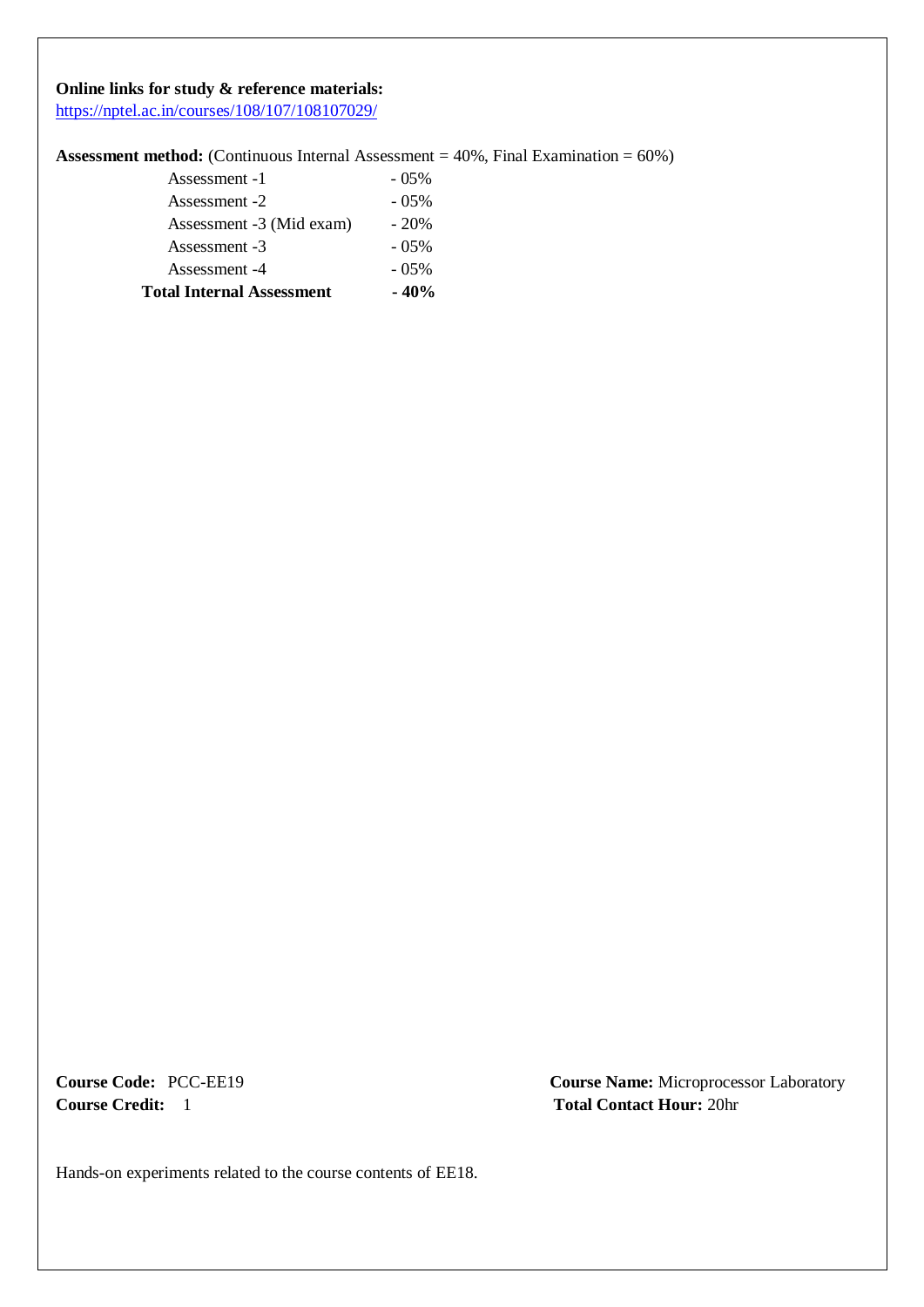**Online links for study & reference materials:**
https://nptel.ac.in/courses/108/107/108107029/

**Assessment method:** (Continuous Internal Assessment = 40%, Final Examination = 60%)

| | |
|---|---|
| Assessment -1 | - 05% |
| Assessment -2 | - 05% |
| Assessment -3 (Mid exam) | - 20% |
| Assessment -3 | - 05% |
| Assessment -4 | - 05% |
| **Total Internal Assessment** | **- 40%** |

**Course Code:** PCC-EE19

**Course Name:** Microprocessor Laboratory

**Course Credit:** 1

**Total Contact Hour:** 20hr

Hands-on experiments related to the course contents of EE18.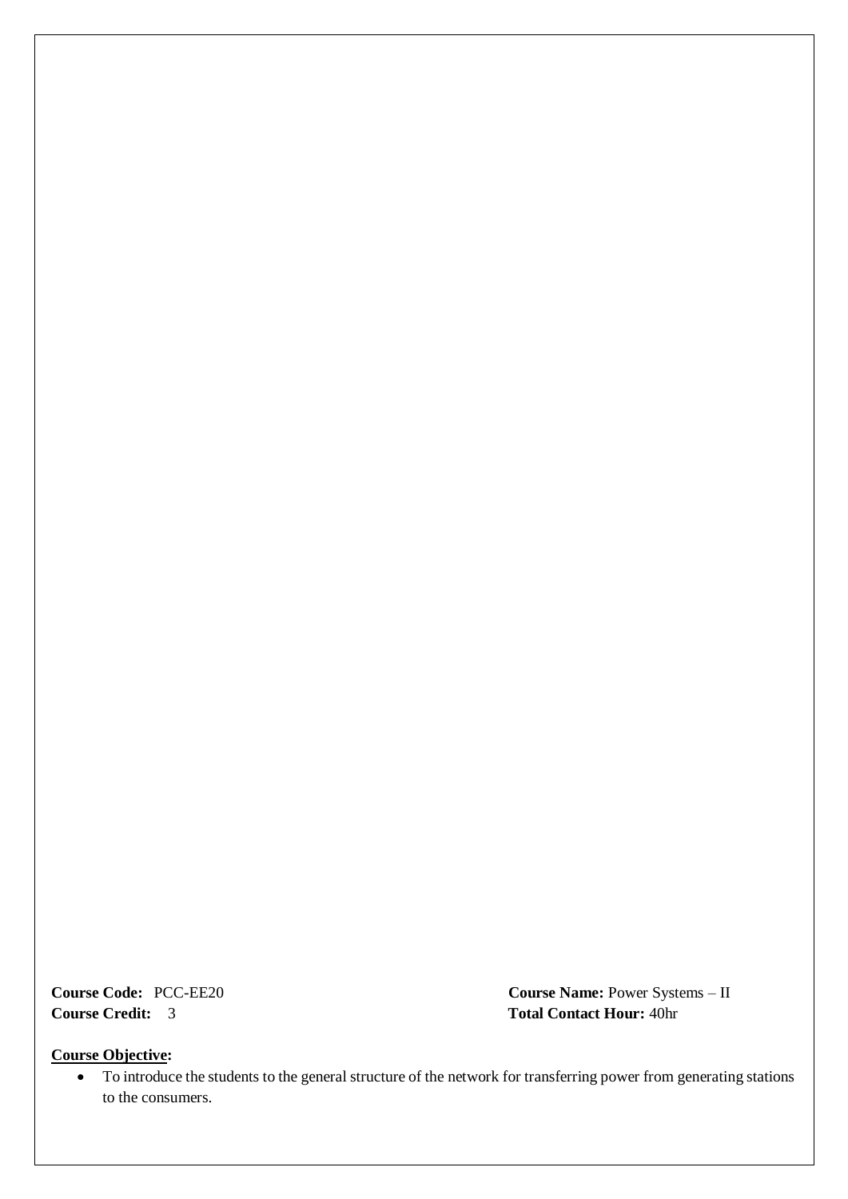**Course Code:** PCC-EE20 **Course Name:** Power Systems – II
**Course Credit:** 3 **Total Contact Hour:** 40hr

**Course Objective:**

- To introduce the students to the general structure of the network for transferring power from generating stations to the consumers.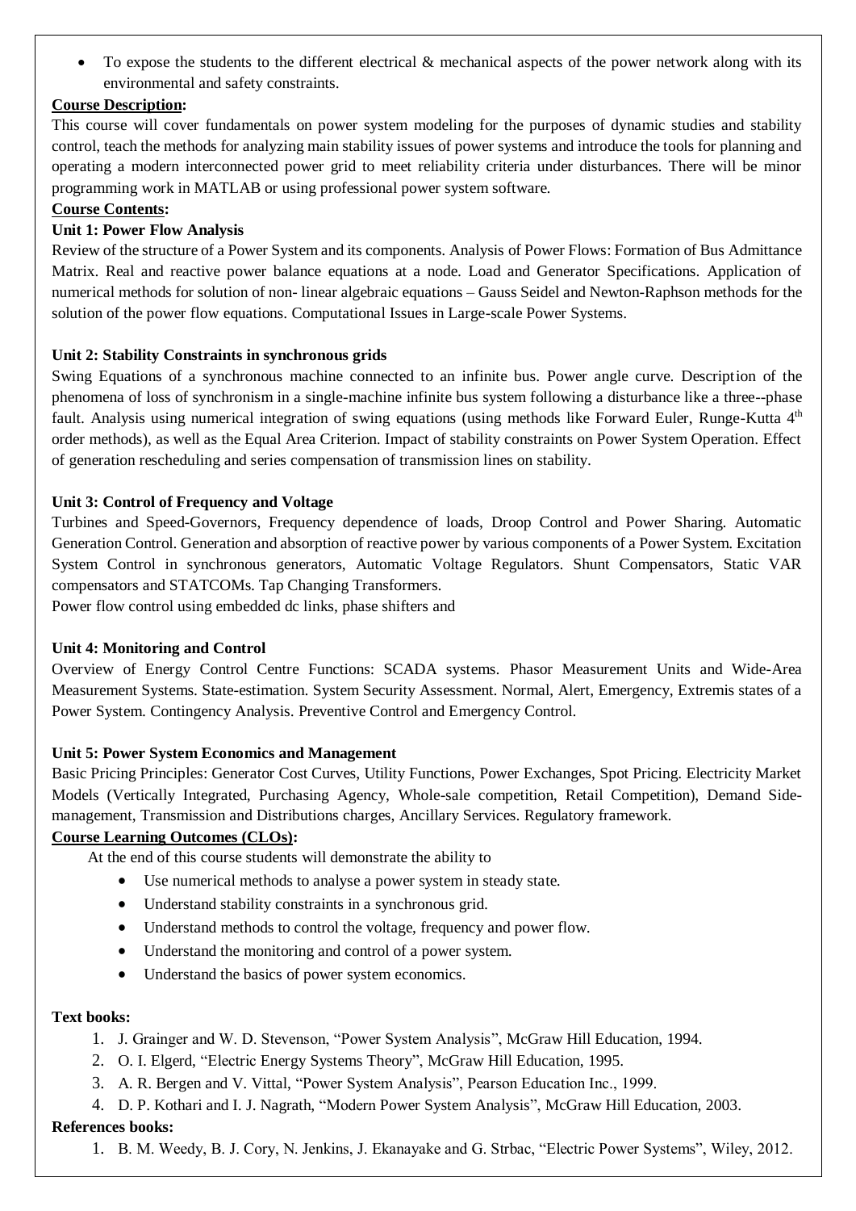- To expose the students to the different electrical & mechanical aspects of the power network along with its environmental and safety constraints.

**Course Description:**

This course will cover fundamentals on power system modeling for the purposes of dynamic studies and stability control, teach the methods for analyzing main stability issues of power systems and introduce the tools for planning and operating a modern interconnected power grid to meet reliability criteria under disturbances. There will be minor programming work in MATLAB or using professional power system software.

**Course Contents:**

**Unit 1: Power Flow Analysis**

Review of the structure of a Power System and its components. Analysis of Power Flows: Formation of Bus Admittance Matrix. Real and reactive power balance equations at a node. Load and Generator Specifications. Application of numerical methods for solution of non- linear algebraic equations – Gauss Seidel and Newton-Raphson methods for the solution of the power flow equations. Computational Issues in Large-scale Power Systems.

**Unit 2: Stability Constraints in synchronous grids**

Swing Equations of a synchronous machine connected to an infinite bus. Power angle curve. Description of the phenomena of loss of synchronism in a single-machine infinite bus system following a disturbance like a three--phase fault. Analysis using numerical integration of swing equations (using methods like Forward Euler, Runge-Kutta 4th order methods), as well as the Equal Area Criterion. Impact of stability constraints on Power System Operation. Effect of generation rescheduling and series compensation of transmission lines on stability.

**Unit 3: Control of Frequency and Voltage**

Turbines and Speed-Governors, Frequency dependence of loads, Droop Control and Power Sharing. Automatic Generation Control. Generation and absorption of reactive power by various components of a Power System. Excitation System Control in synchronous generators, Automatic Voltage Regulators. Shunt Compensators, Static VAR compensators and STATCOMs. Tap Changing Transformers.

Power flow control using embedded dc links, phase shifters and

**Unit 4: Monitoring and Control**

Overview of Energy Control Centre Functions: SCADA systems. Phasor Measurement Units and Wide-Area Measurement Systems. State-estimation. System Security Assessment. Normal, Alert, Emergency, Extremis states of a Power System. Contingency Analysis. Preventive Control and Emergency Control.

**Unit 5: Power System Economics and Management**

Basic Pricing Principles: Generator Cost Curves, Utility Functions, Power Exchanges, Spot Pricing. Electricity Market Models (Vertically Integrated, Purchasing Agency, Whole-sale competition, Retail Competition), Demand Side-management, Transmission and Distributions charges, Ancillary Services. Regulatory framework.

**Course Learning Outcomes (CLOs):**

At the end of this course students will demonstrate the ability to

- Use numerical methods to analyse a power system in steady state.
- Understand stability constraints in a synchronous grid.
- Understand methods to control the voltage, frequency and power flow.
- Understand the monitoring and control of a power system.
- Understand the basics of power system economics.

**Text books:**

1. J. Grainger and W. D. Stevenson, "Power System Analysis", McGraw Hill Education, 1994.
2. O. I. Elgerd, "Electric Energy Systems Theory", McGraw Hill Education, 1995.
3. A. R. Bergen and V. Vittal, "Power System Analysis", Pearson Education Inc., 1999.
4. D. P. Kothari and I. J. Nagrath, "Modern Power System Analysis", McGraw Hill Education, 2003.

**References books:**

1. B. M. Weedy, B. J. Cory, N. Jenkins, J. Ekanayake and G. Strbac, "Electric Power Systems", Wiley, 2012.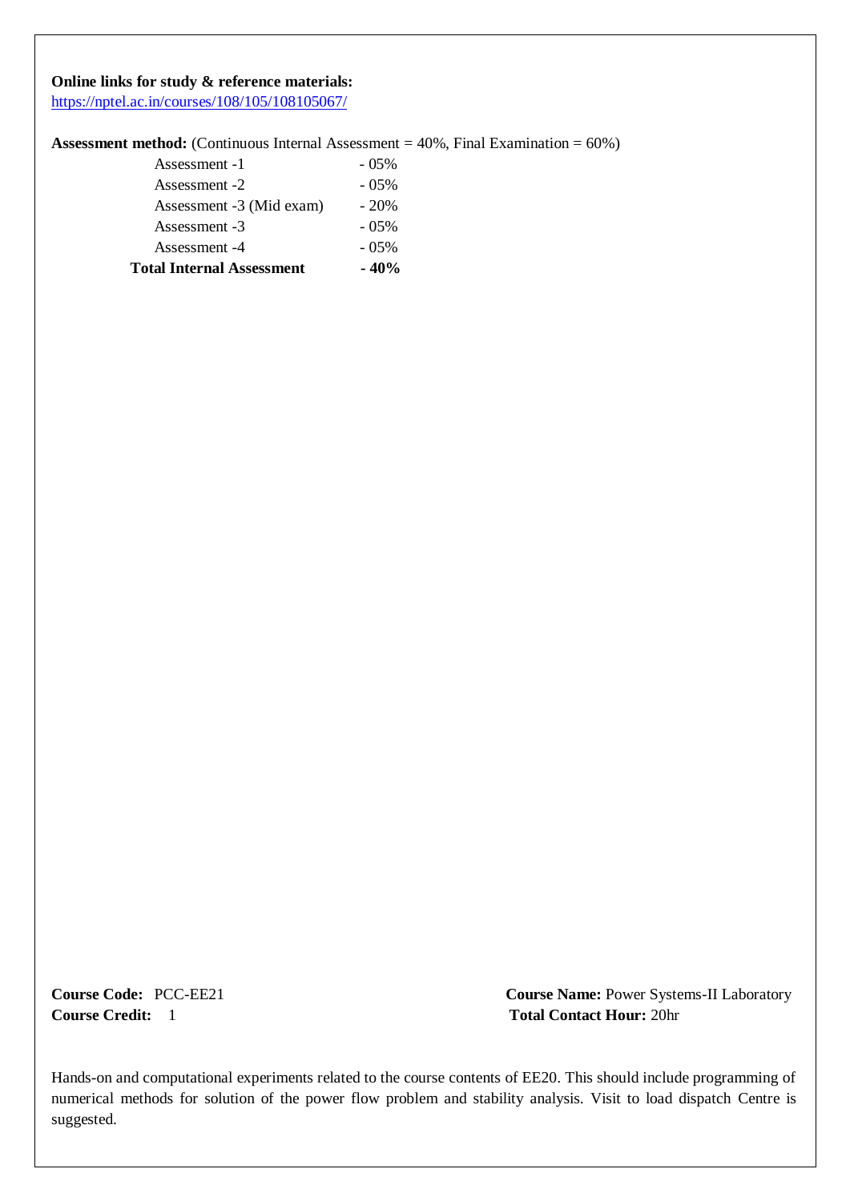**Online links for study & reference materials:**
https://nptel.ac.in/courses/108/105/108105067/

**Assessment method:** (Continuous Internal Assessment = 40%, Final Examination = 60%)

| | |
|---|---|
| Assessment -1 | - 05% |
| Assessment -2 | - 05% |
| Assessment -3 (Mid exam) | - 20% |
| Assessment -3 | - 05% |
| Assessment -4 | - 05% |
| **Total Internal Assessment** | **- 40%** |

**Course Code:** PCC-EE21

**Course Name:** Power Systems-II Laboratory

**Course Credit:** 1

**Total Contact Hour:** 20hr

Hands-on and computational experiments related to the course contents of EE20. This should include programming of numerical methods for solution of the power flow problem and stability analysis. Visit to load dispatch Centre is suggested.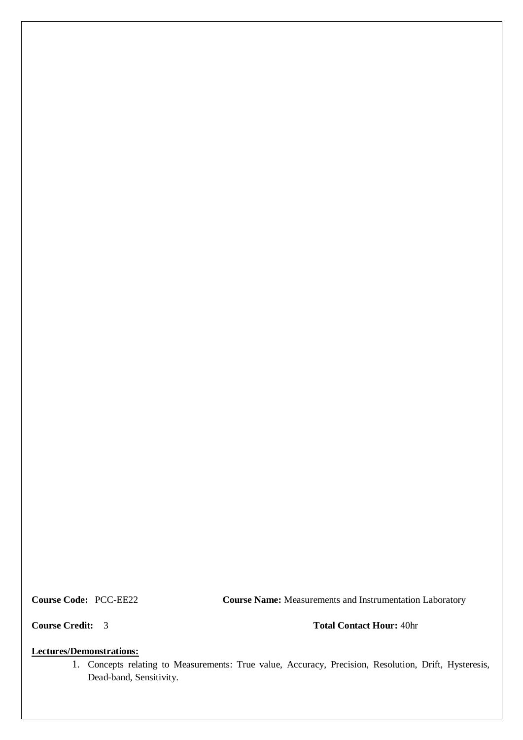**Course Code:** PCC-EE22 **Course Name:** Measurements and Instrumentation Laboratory

**Course Credit:** 3 **Total Contact Hour:** 40hr

**Lectures/Demonstrations:**

1. Concepts relating to Measurements: True value, Accuracy, Precision, Resolution, Drift, Hysteresis, Dead-band, Sensitivity.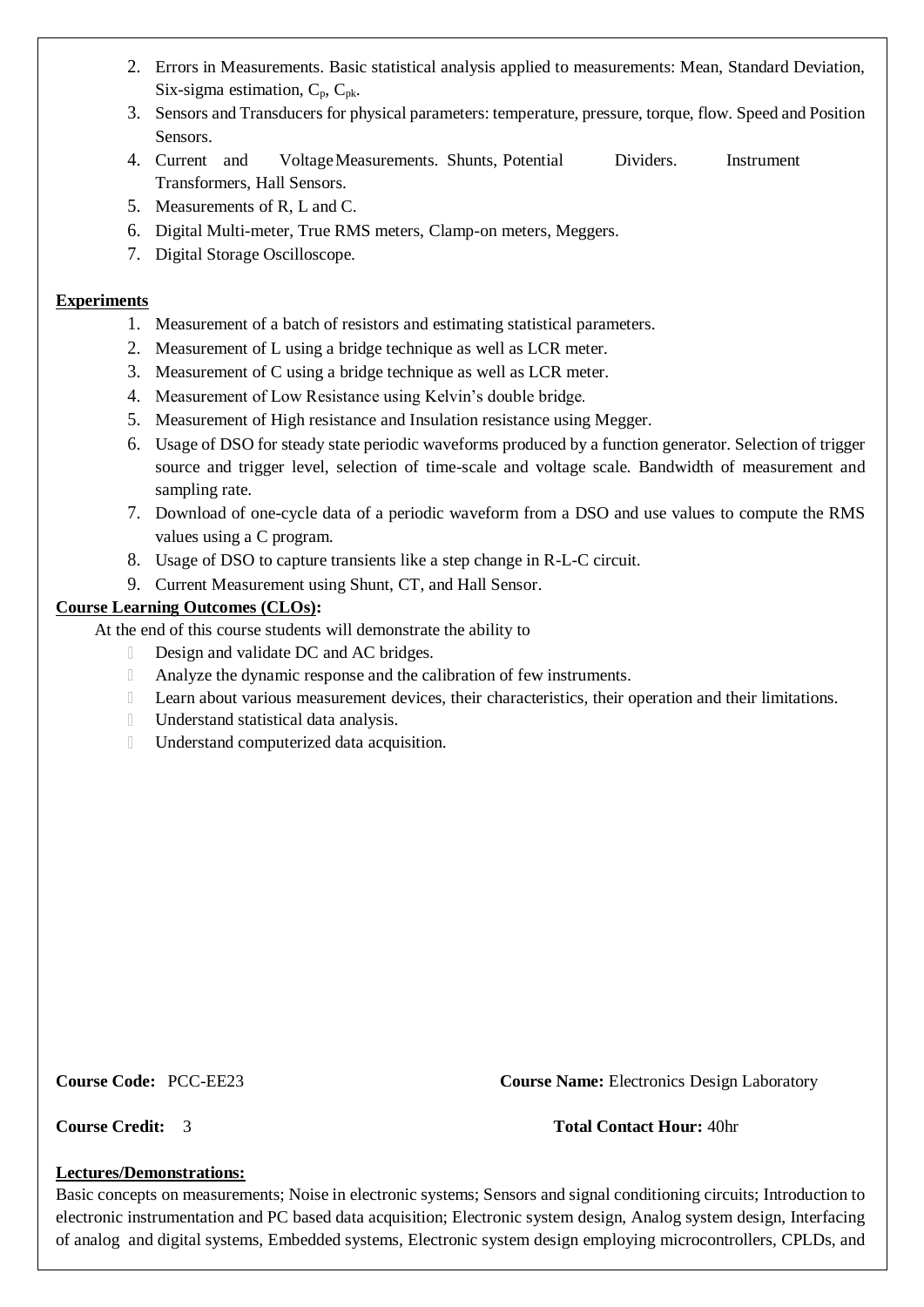2. Errors in Measurements. Basic statistical analysis applied to measurements: Mean, Standard Deviation, Six-sigma estimation, $C_p$, $C_{pk}$.
3. Sensors and Transducers for physical parameters: temperature, pressure, torque, flow. Speed and Position Sensors.
4. Current and Voltage Measurements. Shunts, Potential Dividers. Instrument Transformers, Hall Sensors.
5. Measurements of R, L and C.
6. Digital Multi-meter, True RMS meters, Clamp-on meters, Meggers.
7. Digital Storage Oscilloscope.

**Experiments**

1. Measurement of a batch of resistors and estimating statistical parameters.
2. Measurement of L using a bridge technique as well as LCR meter.
3. Measurement of C using a bridge technique as well as LCR meter.
4. Measurement of Low Resistance using Kelvin's double bridge.
5. Measurement of High resistance and Insulation resistance using Megger.
6. Usage of DSO for steady state periodic waveforms produced by a function generator. Selection of trigger source and trigger level, selection of time-scale and voltage scale. Bandwidth of measurement and sampling rate.
7. Download of one-cycle data of a periodic waveform from a DSO and use values to compute the RMS values using a C program.
8. Usage of DSO to capture transients like a step change in R-L-C circuit.
9. Current Measurement using Shunt, CT, and Hall Sensor.

**Course Learning Outcomes (CLOs):**

At the end of this course students will demonstrate the ability to

- Design and validate DC and AC bridges.
- Analyze the dynamic response and the calibration of few instruments.
- Learn about various measurement devices, their characteristics, their operation and their limitations.
- Understand statistical data analysis.
- Understand computerized data acquisition.

**Course Code:** PCC-EE23 **Course Name:** Electronics Design Laboratory

**Course Credit:** 3 **Total Contact Hour:** 40hr

**Lectures/Demonstrations:**

Basic concepts on measurements; Noise in electronic systems; Sensors and signal conditioning circuits; Introduction to electronic instrumentation and PC based data acquisition; Electronic system design, Analog system design, Interfacing of analog and digital systems, Embedded systems, Electronic system design employing microcontrollers, CPLDs, and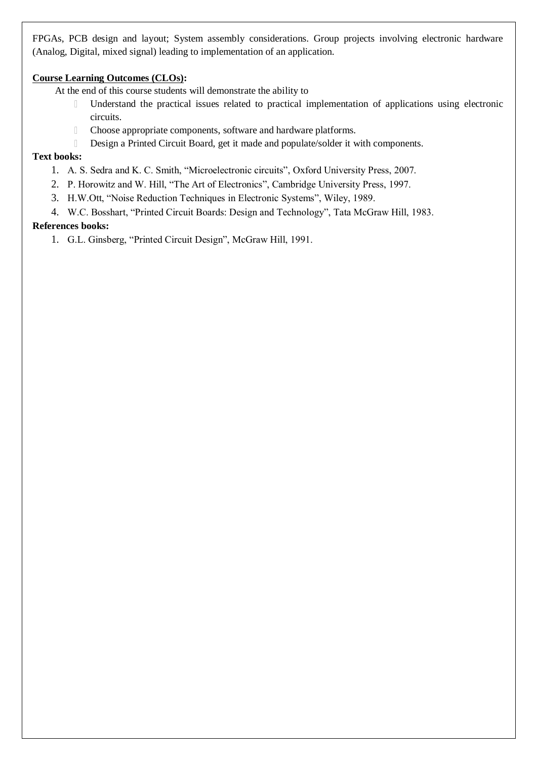FPGAs, PCB design and layout; System assembly considerations. Group projects involving electronic hardware (Analog, Digital, mixed signal) leading to implementation of an application.

**Course Learning Outcomes (CLOs):**

At the end of this course students will demonstrate the ability to

- Understand the practical issues related to practical implementation of applications using electronic circuits.
- Choose appropriate components, software and hardware platforms.
- Design a Printed Circuit Board, get it made and populate/solder it with components.

**Text books:**

1. A. S. Sedra and K. C. Smith, "Microelectronic circuits", Oxford University Press, 2007.
2. P. Horowitz and W. Hill, "The Art of Electronics", Cambridge University Press, 1997.
3. H.W.Ott, "Noise Reduction Techniques in Electronic Systems", Wiley, 1989.
4. W.C. Bosshart, "Printed Circuit Boards: Design and Technology", Tata McGraw Hill, 1983.

**References books:**

1. G.L. Ginsberg, "Printed Circuit Design", McGraw Hill, 1991.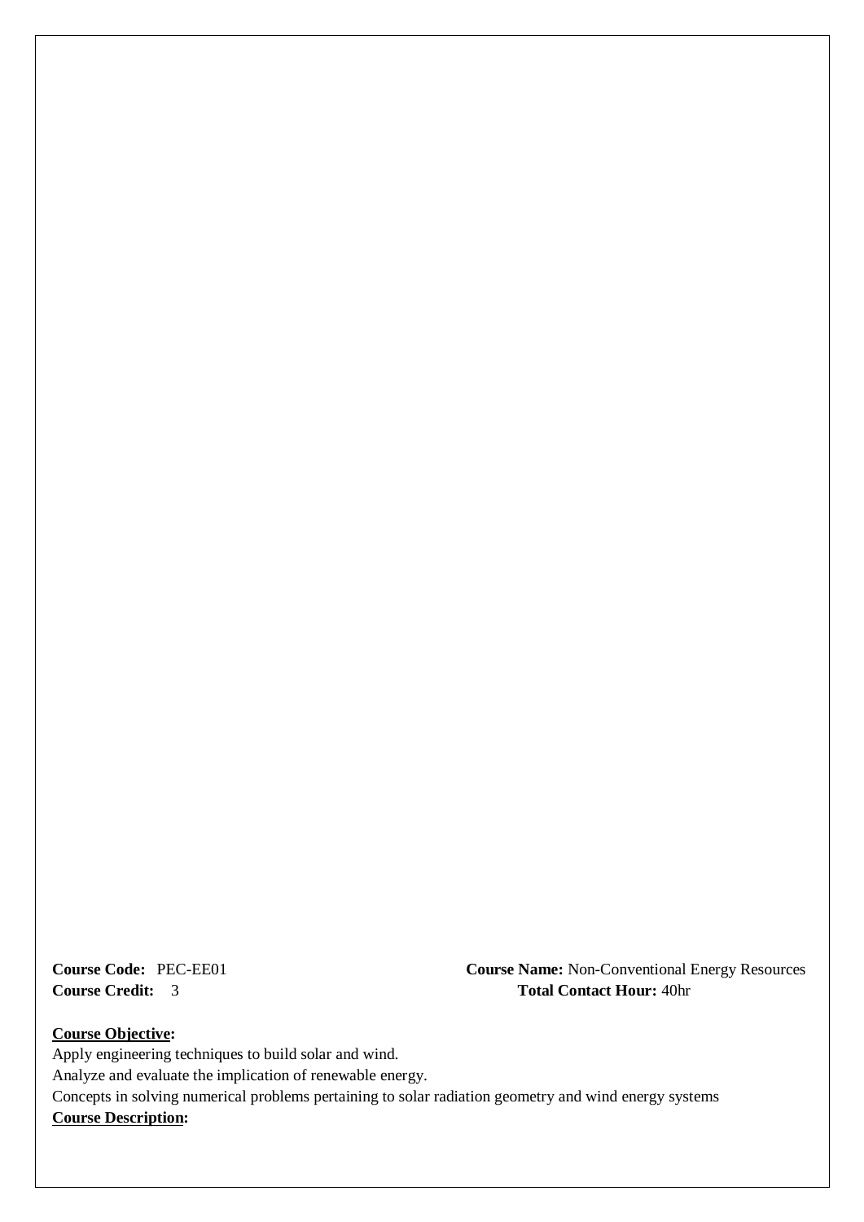**Course Code:** PEC-EE01 **Course Name:** Non-Conventional Energy Resources
**Course Credit:** 3 **Total Contact Hour:** 40hr

**Course Objective:**

Apply engineering techniques to build solar and wind.
Analyze and evaluate the implication of renewable energy.
Concepts in solving numerical problems pertaining to solar radiation geometry and wind energy systems

**Course Description:**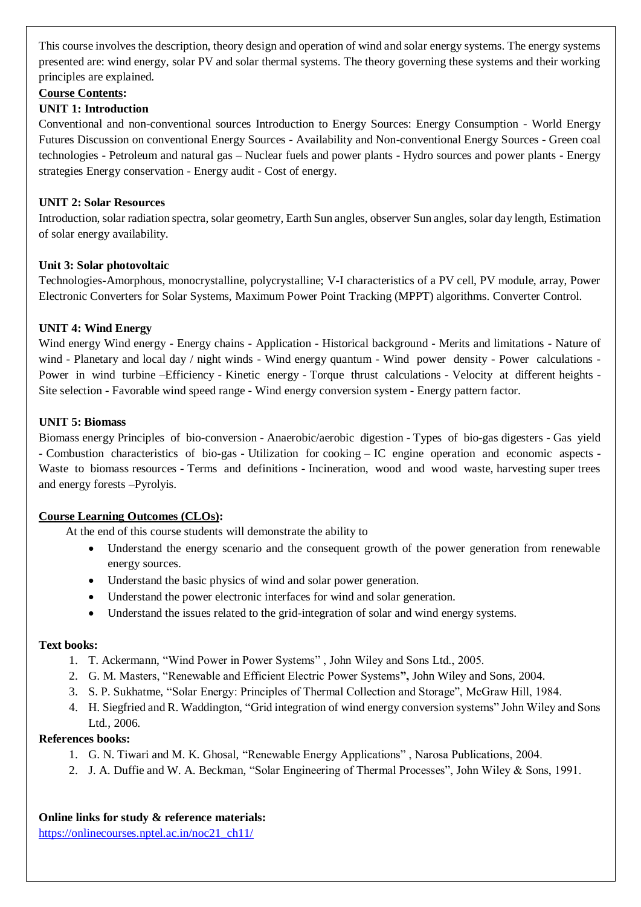This course involves the description, theory design and operation of wind and solar energy systems. The energy systems presented are: wind energy, solar PV and solar thermal systems. The theory governing these systems and their working principles are explained.

**Course Contents:**

**UNIT 1: Introduction**

Conventional and non-conventional sources Introduction to Energy Sources: Energy Consumption - World Energy Futures Discussion on conventional Energy Sources - Availability and Non-conventional Energy Sources - Green coal technologies - Petroleum and natural gas – Nuclear fuels and power plants - Hydro sources and power plants - Energy strategies Energy conservation - Energy audit - Cost of energy.

**UNIT 2: Solar Resources**

Introduction, solar radiation spectra, solar geometry, Earth Sun angles, observer Sun angles, solar day length, Estimation of solar energy availability.

**Unit 3: Solar photovoltaic**

Technologies-Amorphous, monocrystalline, polycrystalline; V-I characteristics of a PV cell, PV module, array, Power Electronic Converters for Solar Systems, Maximum Power Point Tracking (MPPT) algorithms. Converter Control.

**UNIT 4: Wind Energy**

Wind energy Wind energy - Energy chains - Application - Historical background - Merits and limitations - Nature of wind - Planetary and local day / night winds - Wind energy quantum - Wind power density - Power calculations - Power in wind turbine –Efficiency - Kinetic energy - Torque thrust calculations - Velocity at different heights - Site selection - Favorable wind speed range - Wind energy conversion system - Energy pattern factor.

**UNIT 5: Biomass**

Biomass energy Principles of bio-conversion - Anaerobic/aerobic digestion - Types of bio-gas digesters - Gas yield - Combustion characteristics of bio-gas - Utilization for cooking – IC engine operation and economic aspects - Waste to biomass resources - Terms and definitions - Incineration, wood and wood waste, harvesting super trees and energy forests –Pyrolyis.

**Course Learning Outcomes (CLOs):**

At the end of this course students will demonstrate the ability to

- Understand the energy scenario and the consequent growth of the power generation from renewable energy sources.
- Understand the basic physics of wind and solar power generation.
- Understand the power electronic interfaces for wind and solar generation.
- Understand the issues related to the grid-integration of solar and wind energy systems.

**Text books:**

1. T. Ackermann, "Wind Power in Power Systems" , John Wiley and Sons Ltd., 2005.
2. G. M. Masters, "Renewable and Efficient Electric Power Systems**",** John Wiley and Sons, 2004.
3. S. P. Sukhatme, "Solar Energy: Principles of Thermal Collection and Storage", McGraw Hill, 1984.
4. H. Siegfried and R. Waddington, "Grid integration of wind energy conversion systems" John Wiley and Sons Ltd., 2006.

**References books:**

1. G. N. Tiwari and M. K. Ghosal, "Renewable Energy Applications" , Narosa Publications, 2004.
2. J. A. Duffie and W. A. Beckman, "Solar Engineering of Thermal Processes", John Wiley & Sons, 1991.

**Online links for study & reference materials:**

https://onlinecourses.nptel.ac.in/noc21_ch11/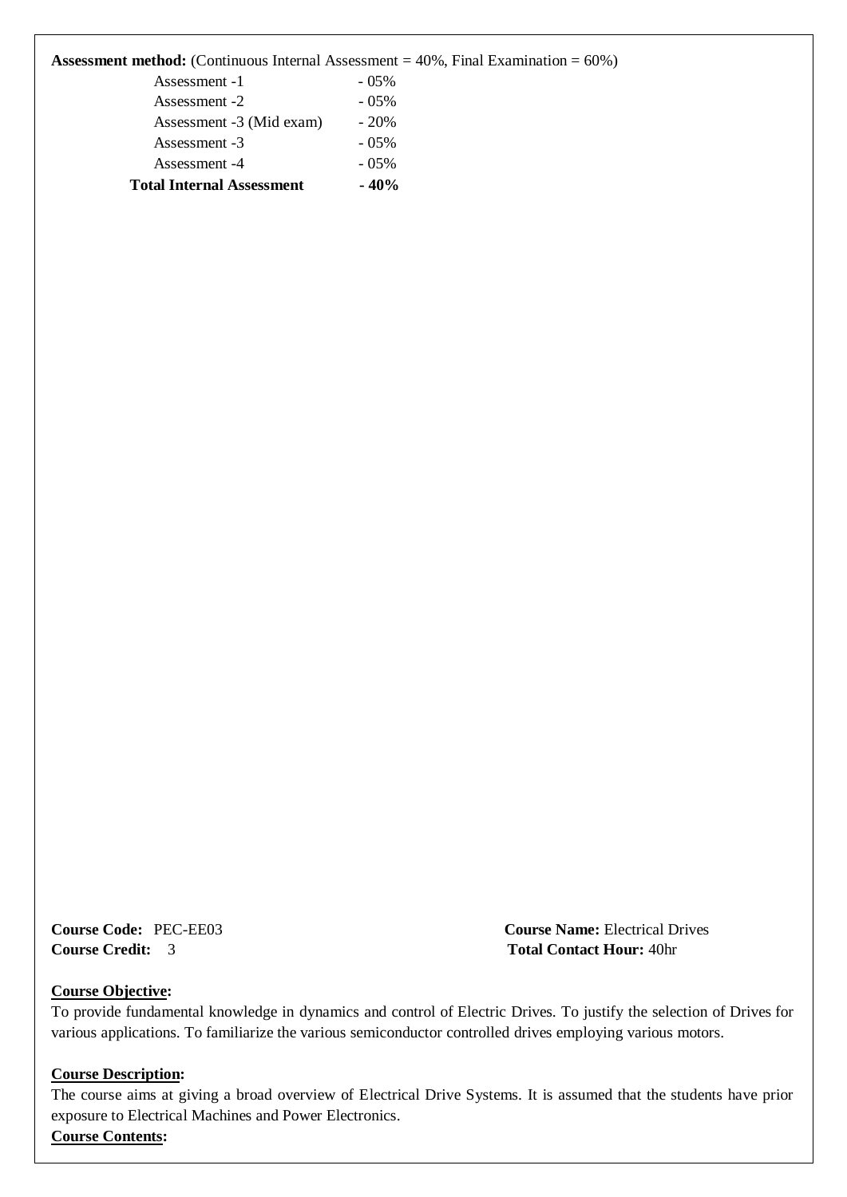**Assessment method:** (Continuous Internal Assessment = 40%, Final Examination = 60%)

| | |
|---|---|
| Assessment -1 | - 05% |
| Assessment -2 | - 05% |
| Assessment -3 (Mid exam) | - 20% |
| Assessment -3 | - 05% |
| Assessment -4 | - 05% |
| **Total Internal Assessment** | **- 40%** |

**Course Code:** PEC-EE03 **Course Name:** Electrical Drives
**Course Credit:** 3 **Total Contact Hour:** 40hr

**Course Objective:**
To provide fundamental knowledge in dynamics and control of Electric Drives. To justify the selection of Drives for various applications. To familiarize the various semiconductor controlled drives employing various motors.

**Course Description:**
The course aims at giving a broad overview of Electrical Drive Systems. It is assumed that the students have prior exposure to Electrical Machines and Power Electronics.

**Course Contents:**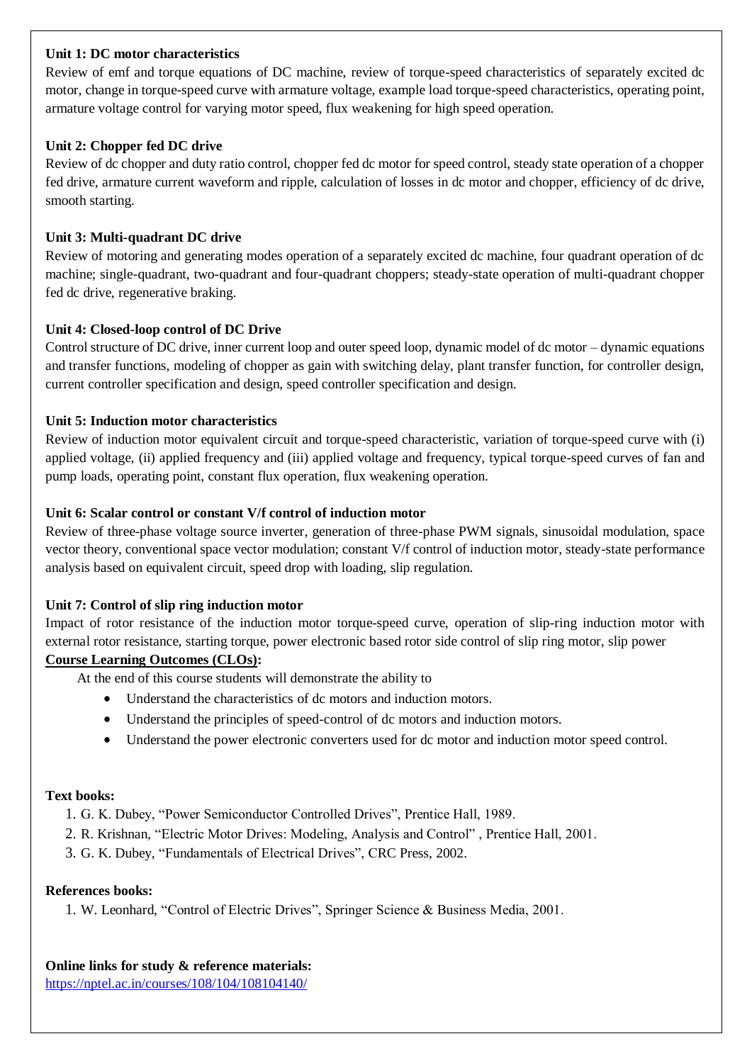**Unit 1: DC motor characteristics**

Review of emf and torque equations of DC machine, review of torque-speed characteristics of separately excited dc motor, change in torque-speed curve with armature voltage, example load torque-speed characteristics, operating point, armature voltage control for varying motor speed, flux weakening for high speed operation.

**Unit 2: Chopper fed DC drive**

Review of dc chopper and duty ratio control, chopper fed dc motor for speed control, steady state operation of a chopper fed drive, armature current waveform and ripple, calculation of losses in dc motor and chopper, efficiency of dc drive, smooth starting.

**Unit 3: Multi-quadrant DC drive**

Review of motoring and generating modes operation of a separately excited dc machine, four quadrant operation of dc machine; single-quadrant, two-quadrant and four-quadrant choppers; steady-state operation of multi-quadrant chopper fed dc drive, regenerative braking.

**Unit 4: Closed-loop control of DC Drive**

Control structure of DC drive, inner current loop and outer speed loop, dynamic model of dc motor – dynamic equations and transfer functions, modeling of chopper as gain with switching delay, plant transfer function, for controller design, current controller specification and design, speed controller specification and design.

**Unit 5: Induction motor characteristics**

Review of induction motor equivalent circuit and torque-speed characteristic, variation of torque-speed curve with (i) applied voltage, (ii) applied frequency and (iii) applied voltage and frequency, typical torque-speed curves of fan and pump loads, operating point, constant flux operation, flux weakening operation.

**Unit 6: Scalar control or constant V/f control of induction motor**

Review of three-phase voltage source inverter, generation of three-phase PWM signals, sinusoidal modulation, space vector theory, conventional space vector modulation; constant V/f control of induction motor, steady-state performance analysis based on equivalent circuit, speed drop with loading, slip regulation.

**Unit 7: Control of slip ring induction motor**

Impact of rotor resistance of the induction motor torque-speed curve, operation of slip-ring induction motor with external rotor resistance, starting torque, power electronic based rotor side control of slip ring motor, slip power

**Course Learning Outcomes (CLOs):**

At the end of this course students will demonstrate the ability to

- Understand the characteristics of dc motors and induction motors.
- Understand the principles of speed-control of dc motors and induction motors.
- Understand the power electronic converters used for dc motor and induction motor speed control.

**Text books:**

1. G. K. Dubey, "Power Semiconductor Controlled Drives", Prentice Hall, 1989.
2. R. Krishnan, "Electric Motor Drives: Modeling, Analysis and Control" , Prentice Hall, 2001.
3. G. K. Dubey, "Fundamentals of Electrical Drives", CRC Press, 2002.

**References books:**

1. W. Leonhard, "Control of Electric Drives", Springer Science & Business Media, 2001.

**Online links for study & reference materials:**

https://nptel.ac.in/courses/108/104/108104140/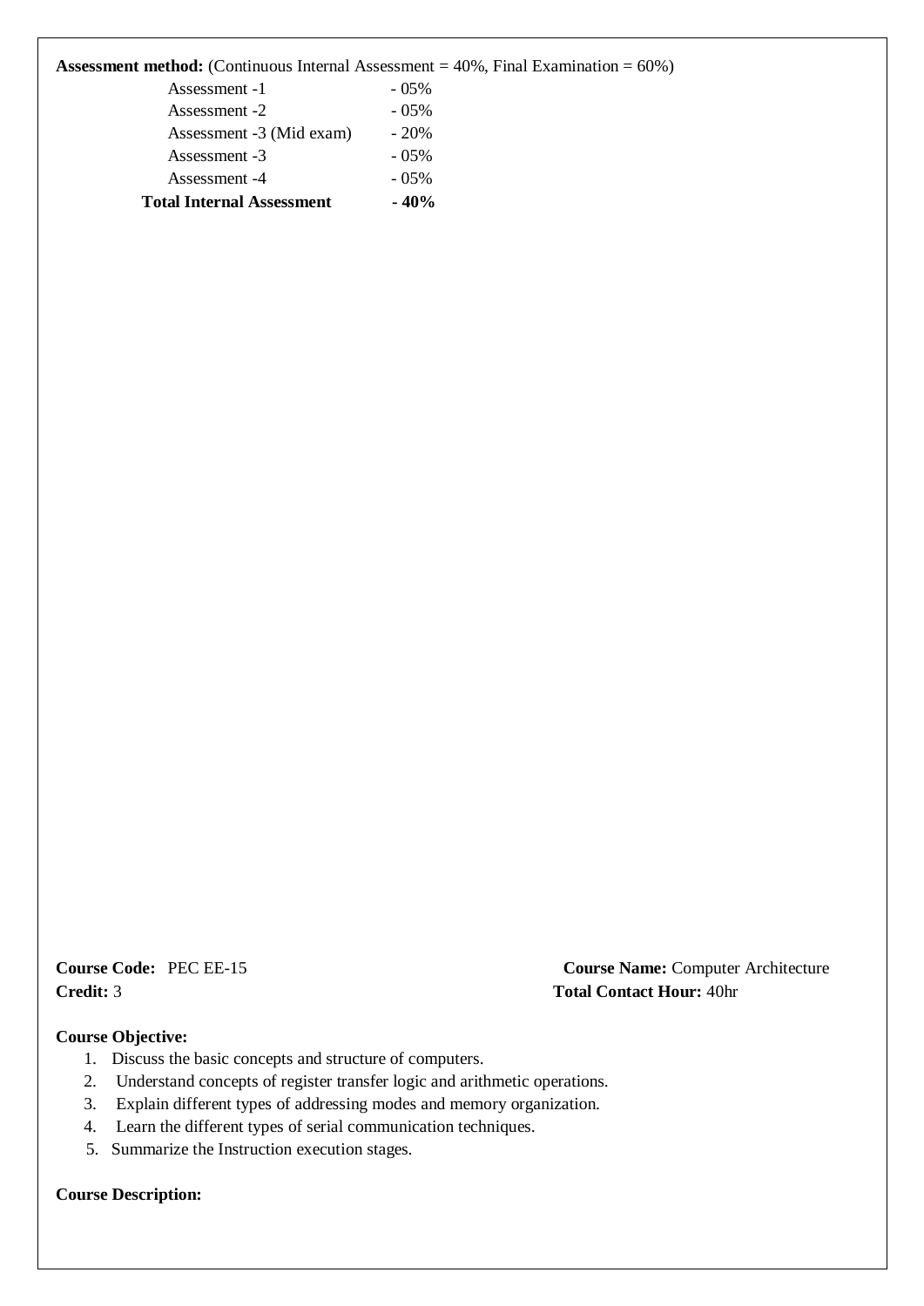**Assessment method:** (Continuous Internal Assessment = 40%, Final Examination = 60%)

| | |
|---|---|
| Assessment -1 | - 05% |
| Assessment -2 | - 05% |
| Assessment -3 (Mid exam) | - 20% |
| Assessment -3 | - 05% |
| Assessment -4 | - 05% |
| **Total Internal Assessment** | **- 40%** |

**Course Code:** PEC EE-15  **Course Name:** Computer Architecture

**Credit:** 3  **Total Contact Hour:** 40hr

**Course Objective:**

1. Discuss the basic concepts and structure of computers.
2. Understand concepts of register transfer logic and arithmetic operations.
3. Explain different types of addressing modes and memory organization.
4. Learn the different types of serial communication techniques.
5. Summarize the Instruction execution stages.

**Course Description:**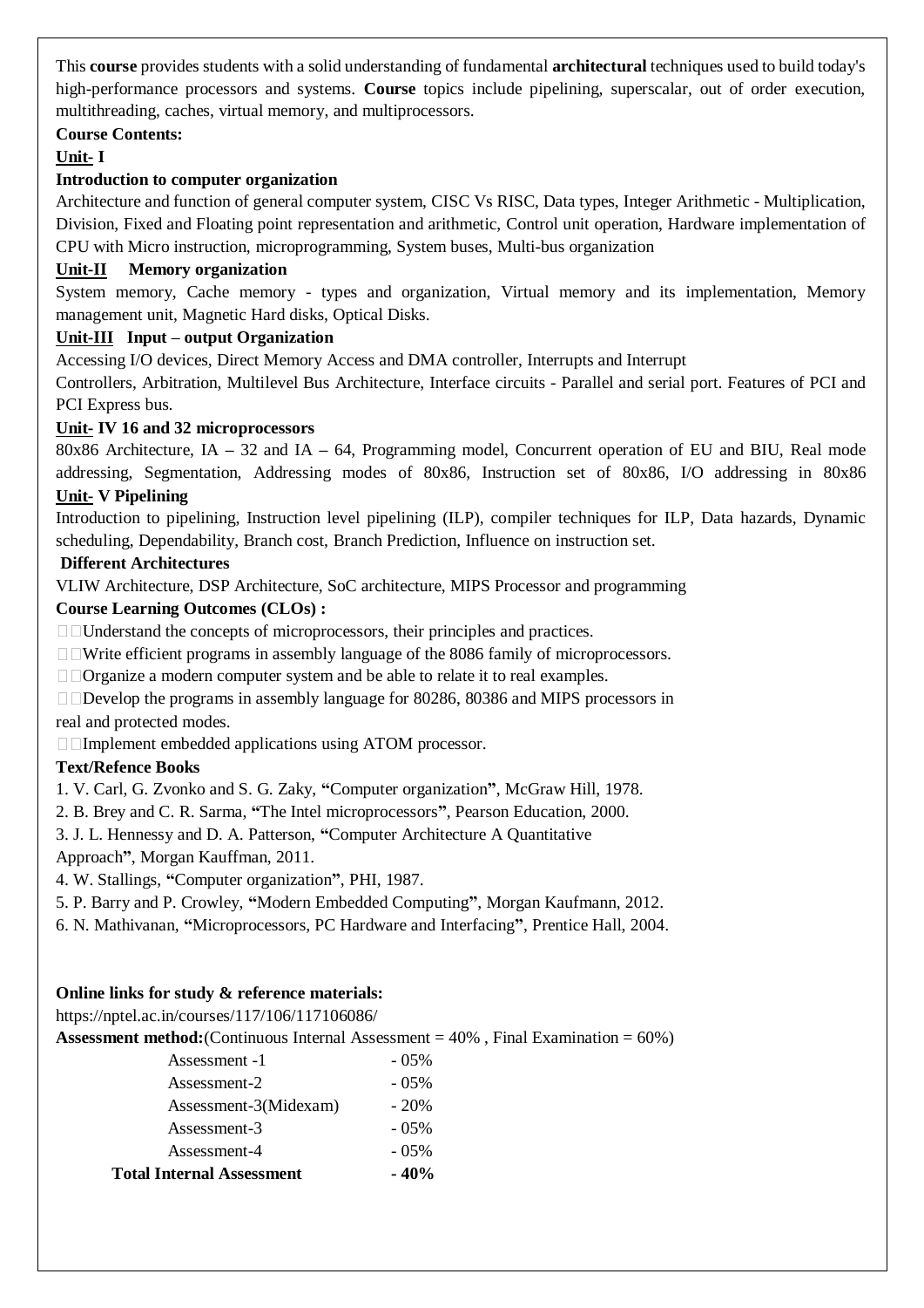This **course** provides students with a solid understanding of fundamental **architectural** techniques used to build today's high-performance processors and systems. **Course** topics include pipelining, superscalar, out of order execution, multithreading, caches, virtual memory, and multiprocessors.

**Course Contents:**

**Unit- I**

**Introduction to computer organization**

Architecture and function of general computer system, CISC Vs RISC, Data types, Integer Arithmetic - Multiplication, Division, Fixed and Floating point representation and arithmetic, Control unit operation, Hardware implementation of CPU with Micro instruction, microprogramming, System buses, Multi-bus organization

**Unit-II Memory organization**

System memory, Cache memory - types and organization, Virtual memory and its implementation, Memory management unit, Magnetic Hard disks, Optical Disks.

**Unit-III Input – output Organization**

Accessing I/O devices, Direct Memory Access and DMA controller, Interrupts and Interrupt Controllers, Arbitration, Multilevel Bus Architecture, Interface circuits - Parallel and serial port. Features of PCI and PCI Express bus.

**Unit- IV 16 and 32 microprocessors**

80x86 Architecture, IA – 32 and IA – 64, Programming model, Concurrent operation of EU and BIU, Real mode addressing, Segmentation, Addressing modes of 80x86, Instruction set of 80x86, I/O addressing in 80x86

**Unit- V Pipelining**

Introduction to pipelining, Instruction level pipelining (ILP), compiler techniques for ILP, Data hazards, Dynamic scheduling, Dependability, Branch cost, Branch Prediction, Influence on instruction set.

**Different Architectures**

VLIW Architecture, DSP Architecture, SoC architecture, MIPS Processor and programming

**Course Learning Outcomes (CLOs) :**

- Understand the concepts of microprocessors, their principles and practices.
- Write efficient programs in assembly language of the 8086 family of microprocessors.
- Organize a modern computer system and be able to relate it to real examples.
- Develop the programs in assembly language for 80286, 80386 and MIPS processors in real and protected modes.
- Implement embedded applications using ATOM processor.

**Text/Refence Books**

1. V. Carl, G. Zvonko and S. G. Zaky, **"**Computer organization**"**, McGraw Hill, 1978.
2. B. Brey and C. R. Sarma, **"**The Intel microprocessors**"**, Pearson Education, 2000.
3. J. L. Hennessy and D. A. Patterson, **"**Computer Architecture A Quantitative Approach**"**, Morgan Kauffman, 2011.
4. W. Stallings, **"**Computer organization**"**, PHI, 1987.
5. P. Barry and P. Crowley, **"**Modern Embedded Computing**"**, Morgan Kaufmann, 2012.
6. N. Mathivanan, **"**Microprocessors, PC Hardware and Interfacing**"**, Prentice Hall, 2004.

**Online links for study & reference materials:**

https://nptel.ac.in/courses/117/106/117106086/

**Assessment method:**(Continuous Internal Assessment = 40% , Final Examination = 60%)

| Assessment | Weight |
|---|---|
| Assessment -1 | - 05% |
| Assessment-2 | - 05% |
| Assessment-3(Midexam) | - 20% |
| Assessment-3 | - 05% |
| Assessment-4 | - 05% |
| **Total Internal Assessment** | **- 40%** |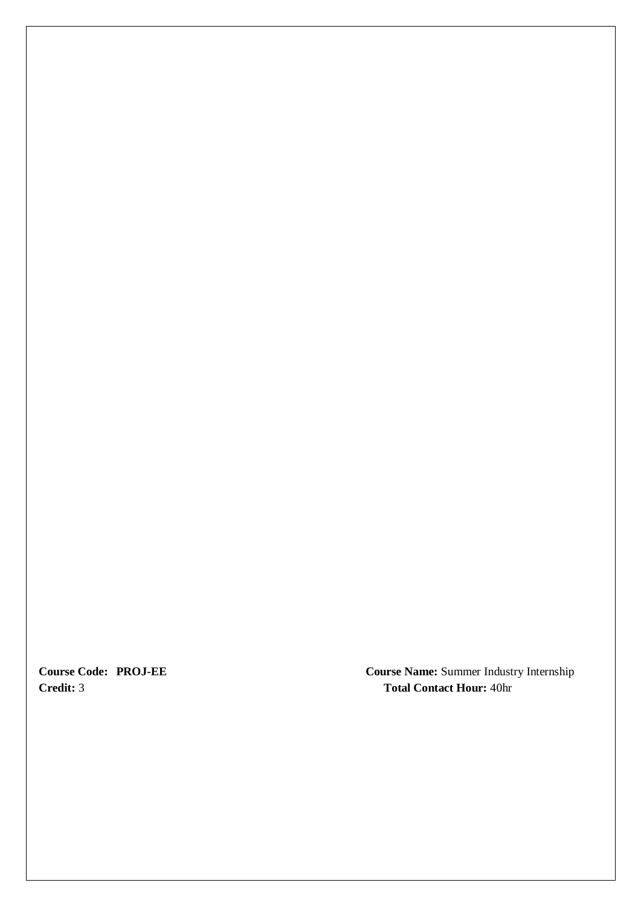**Course Code:** **PROJ-EE** **Course Name:** Summer Industry Internship

**Credit:** 3 **Total Contact Hour:** 40hr